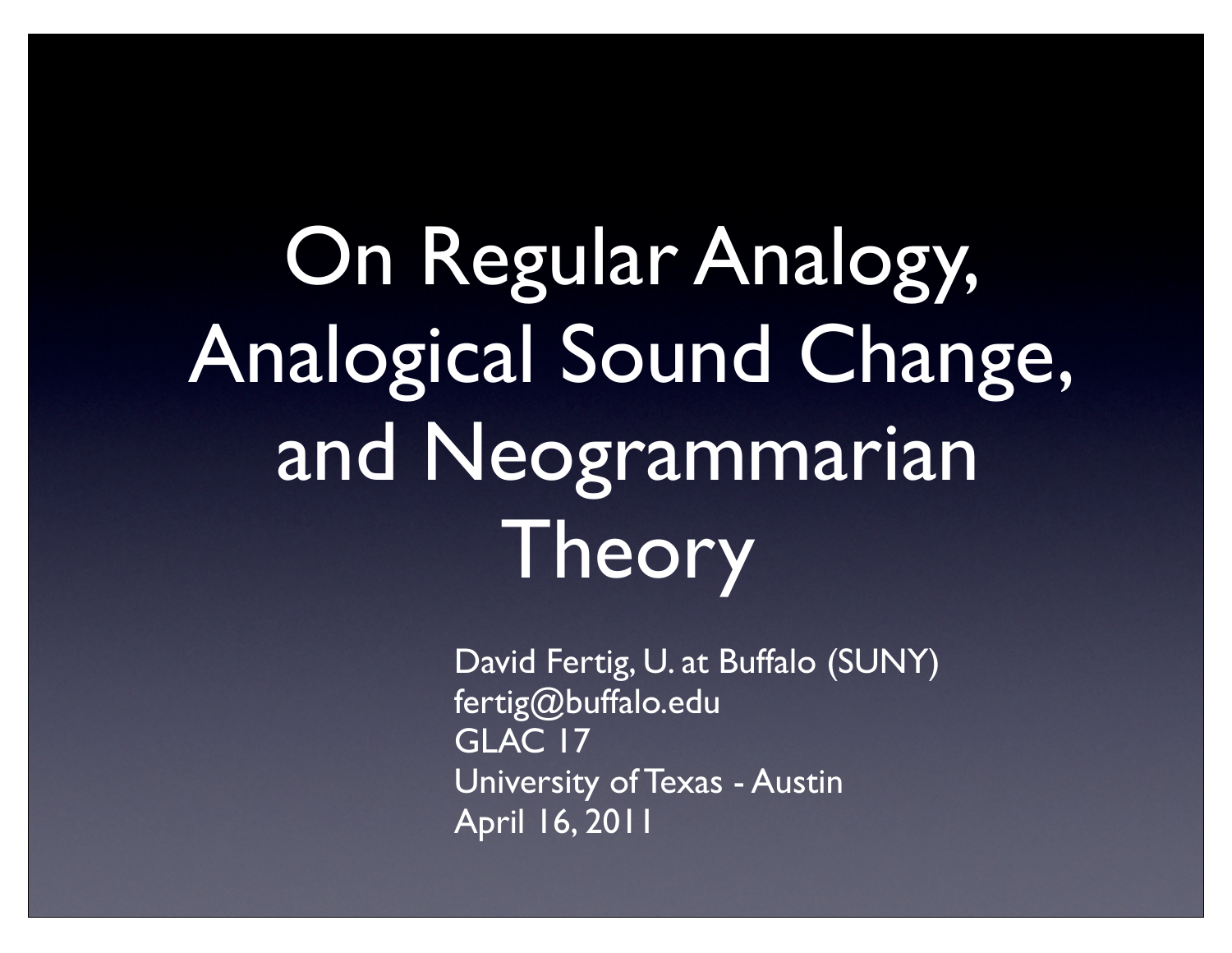# On Regular Analogy, Analogical Sound Change, and Neogrammarian Theory

David Fertig, U. at Buffalo (SUNY)
fertig@buffalo.edu
GLAC 17
University of Texas - Austin
April 16, 2011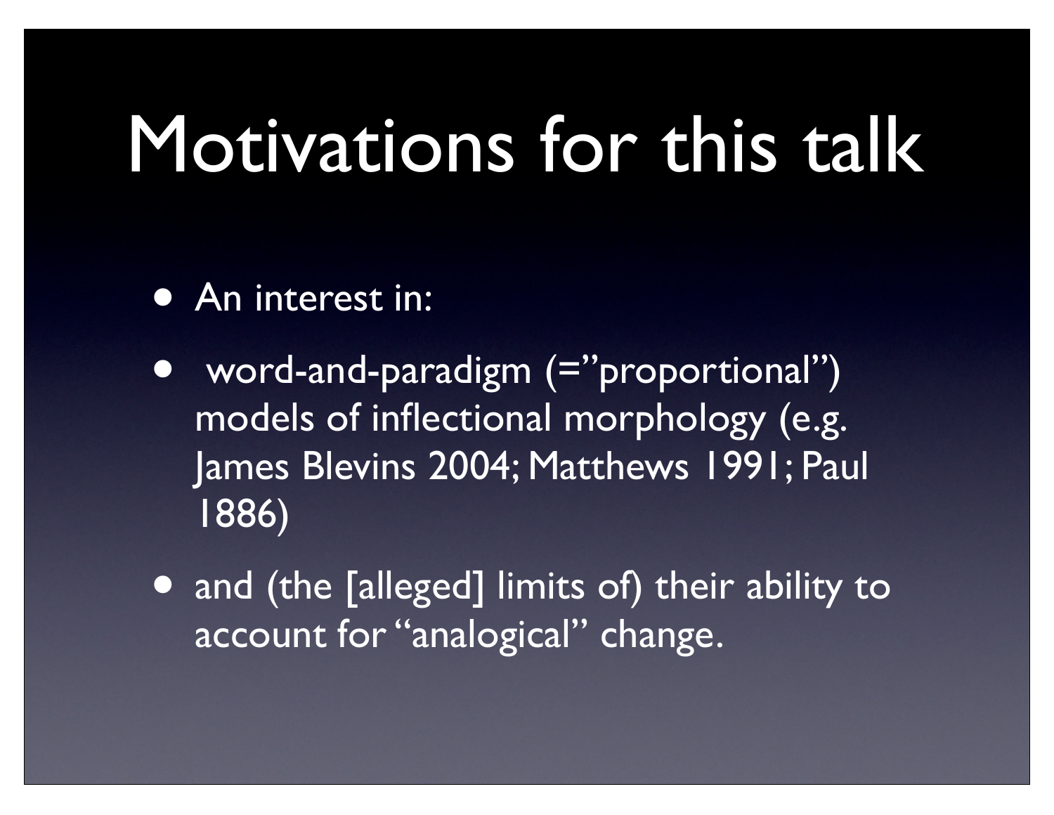# Motivations for this talk

- An interest in:
- word-and-paradigm (=”proportional”) models of inflectional morphology (e.g. James Blevins 2004; Matthews 1991; Paul 1886)
- and (the [alleged] limits of) their ability to account for “analogical” change.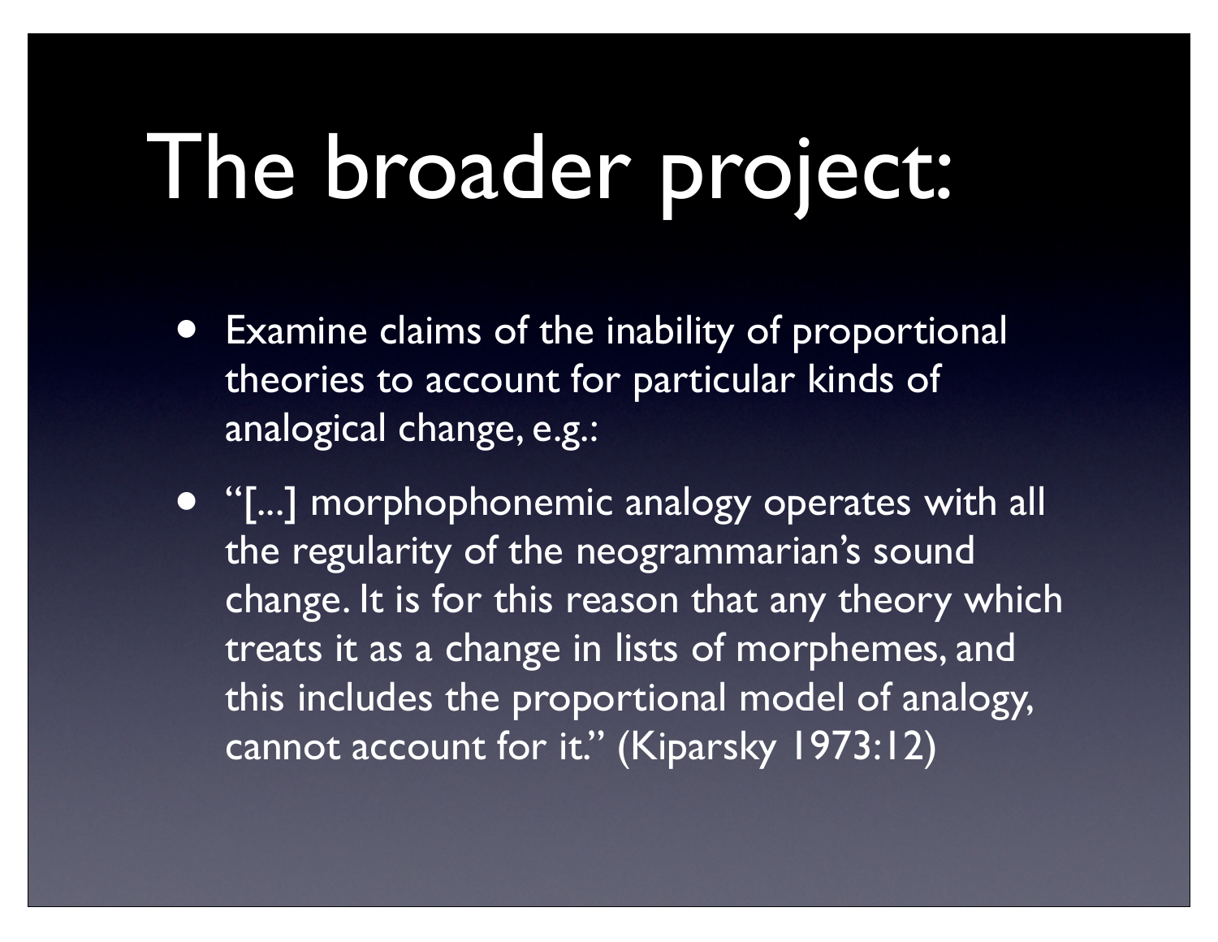# The broader project:

- Examine claims of the inability of proportional theories to account for particular kinds of analogical change, e.g.:
- "[...] morphophonemic analogy operates with all the regularity of the neogrammarian's sound change. It is for this reason that any theory which treats it as a change in lists of morphemes, and this includes the proportional model of analogy, cannot account for it." (Kiparsky 1973:12)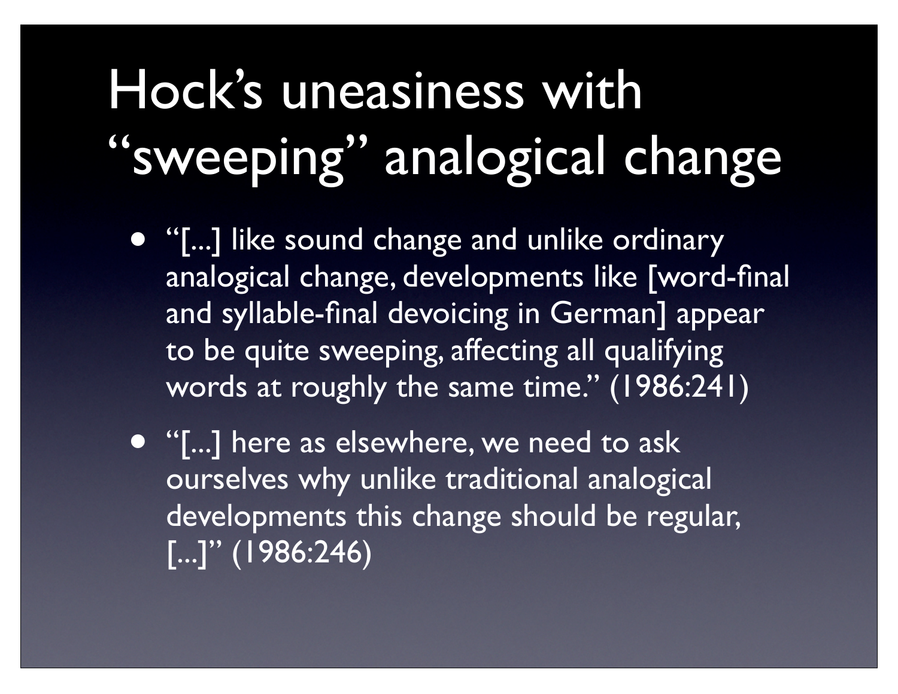# Hock's uneasiness with "sweeping" analogical change

- "[...] like sound change and unlike ordinary analogical change, developments like [word-final and syllable-final devoicing in German] appear to be quite sweeping, affecting all qualifying words at roughly the same time." (1986:241)
- "[...] here as elsewhere, we need to ask ourselves why unlike traditional analogical developments this change should be regular, [...]" (1986:246)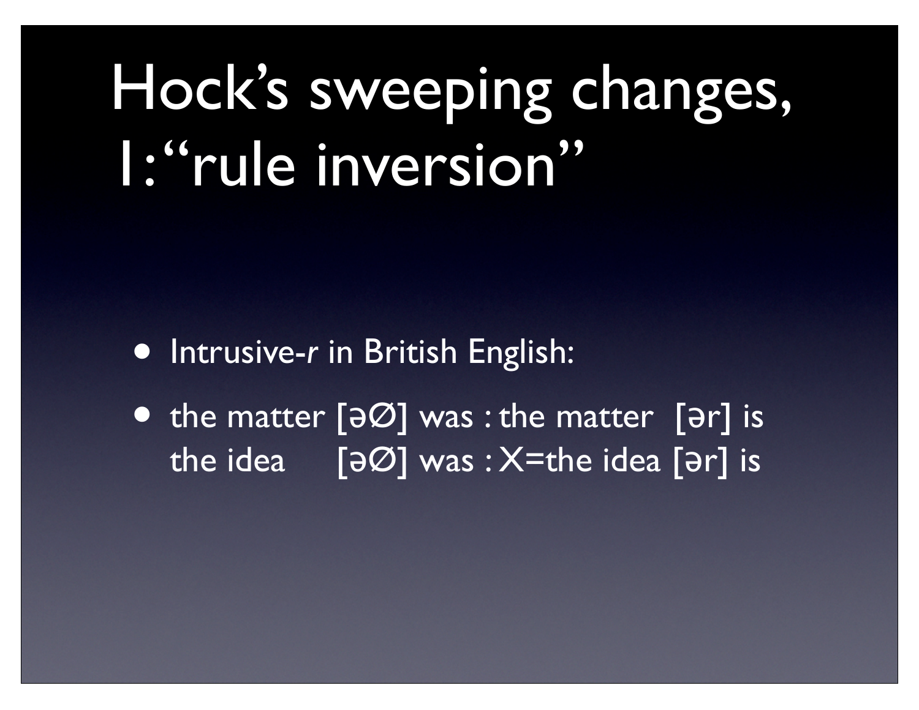# Hock's sweeping changes, 1: "rule inversion"

- Intrusive-*r* in British English:
- the matter [əØ] was : the matter [ər] is
  the idea [əØ] was : X=the idea [ər] is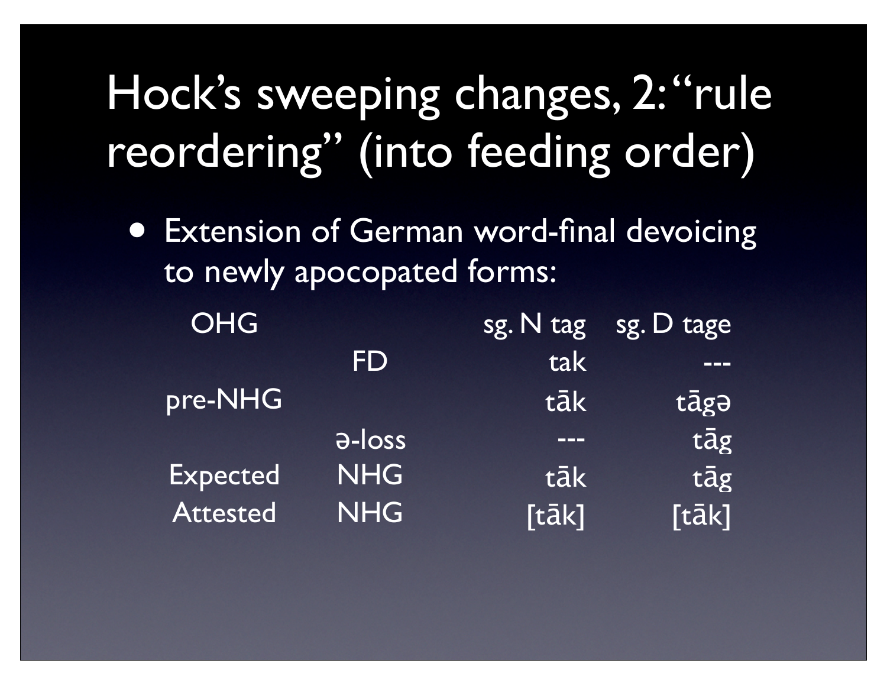# Hock's sweeping changes, 2: "rule reordering" (into feeding order)

- Extension of German word-final devoicing to newly apocopated forms:

| | | | |
|---|---|---|---|
| OHG | | sg. N tag | sg. D tage |
| | FD | tak | --- |
| pre-NHG | | tāk | tāgə |
| | ə-loss | --- | tāg |
| Expected | NHG | tāk | tāg |
| Attested | NHG | [tāk] | [tāk] |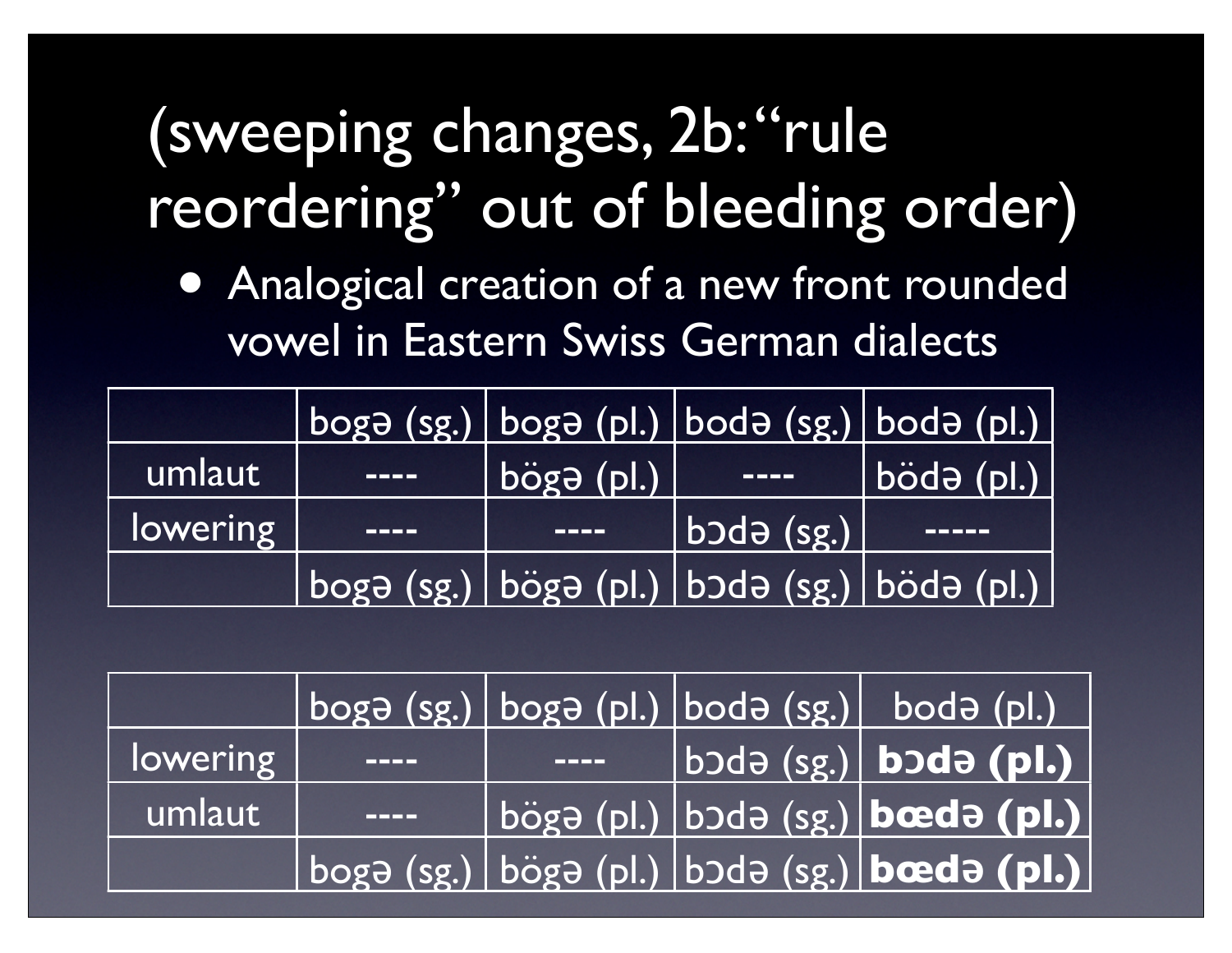# (sweeping changes, 2b: "rule reordering" out of bleeding order)

- Analogical creation of a new front rounded vowel in Eastern Swiss German dialects

| | bogə (sg.) | bogə (pl.) | bodə (sg.) | bodə (pl.) |
|---|---|---|---|---|
| umlaut | ---- | bögə (pl.) | ---- | bödə (pl.) |
| lowering | ---- | ---- | bɔdə (sg.) | ----- |
| | bogə (sg.) | bögə (pl.) | bɔdə (sg.) | bödə (pl.) |

| | bogə (sg.) | bogə (pl.) | bodə (sg.) | bodə (pl.) |
|---|---|---|---|---|
| lowering | ---- | ---- | bɔdə (sg.) | **bɔdə (pl.)** |
| umlaut | ---- | bögə (pl.) | bɔdə (sg.) | **bœdə (pl.)** |
| | bogə (sg.) | bögə (pl.) | bɔdə (sg.) | **bœdə (pl.)** |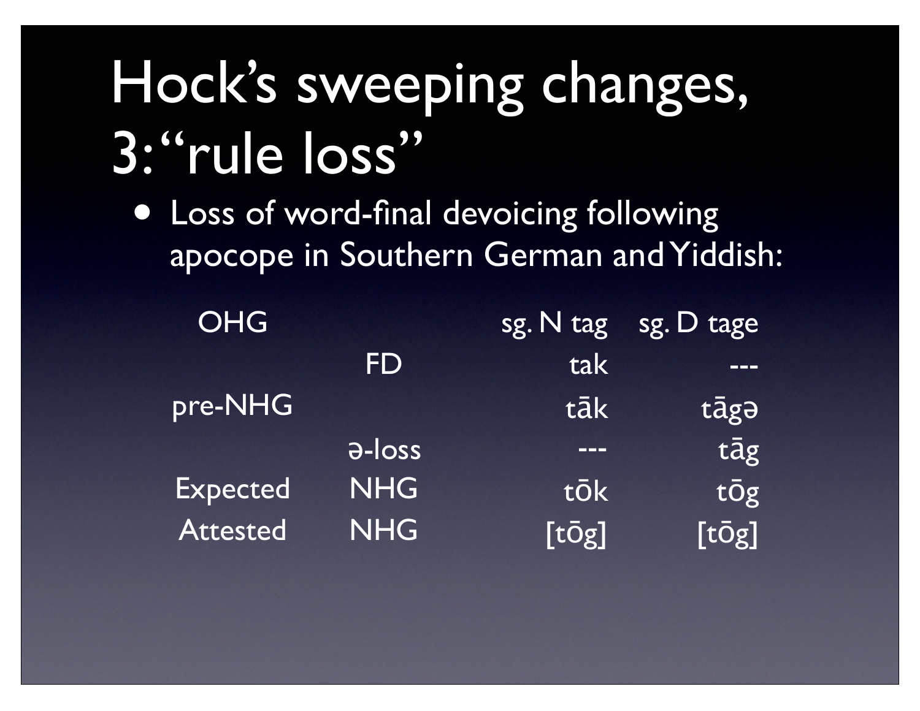# Hock's sweeping changes, 3: "rule loss"

- Loss of word-final devoicing following apocope in Southern German and Yiddish:

| | | | |
|---|---|---|---|
| OHG | | sg. N tag | sg. D tage |
| | FD | tak | --- |
| pre-NHG | | tāk | tāgə |
| | ə-loss | --- | tāg |
| Expected | NHG | tōk | tōg |
| Attested | NHG | [tōg] | [tōg] |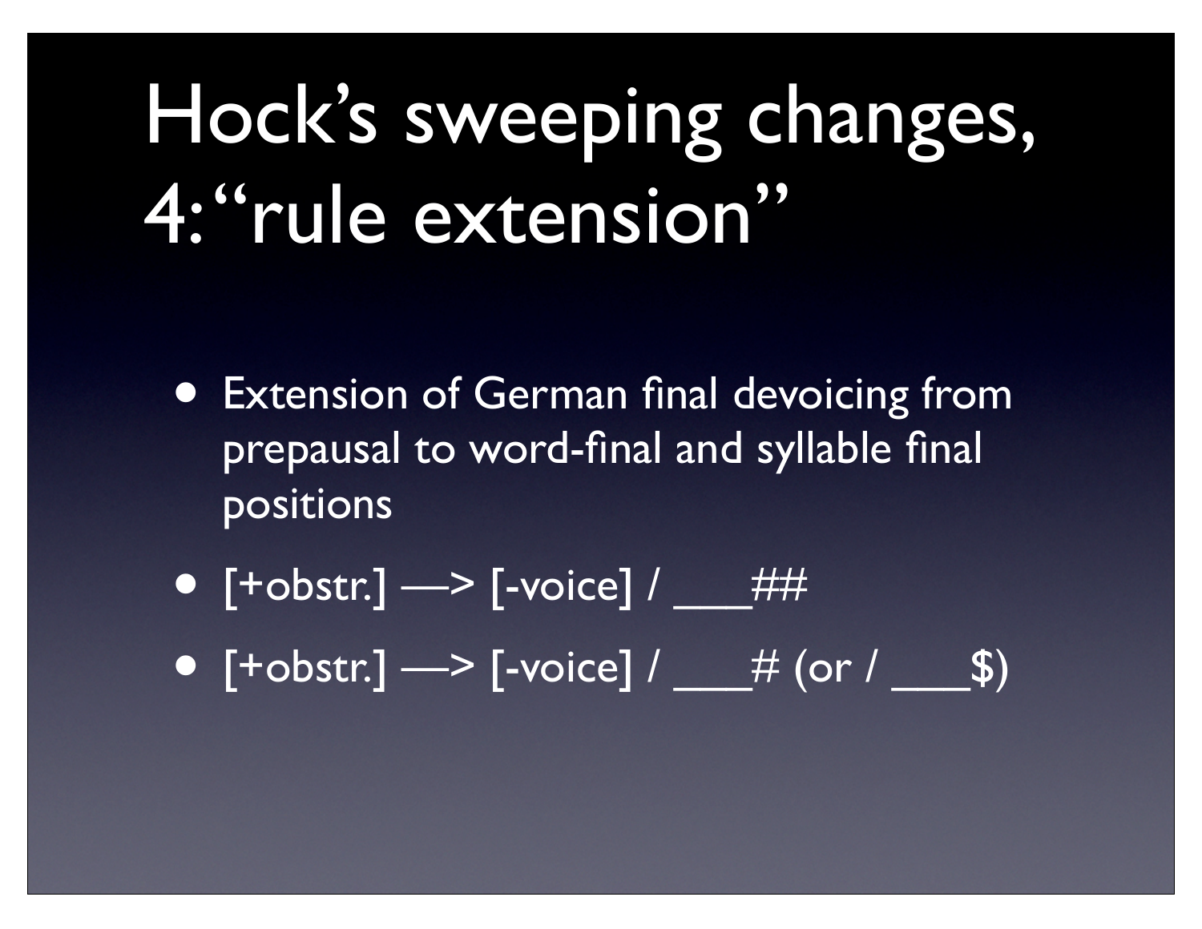# Hock's sweeping changes, 4: "rule extension"

- Extension of German final devoicing from prepausal to word-final and syllable final positions
- [+obstr.] —> [-voice] / ___##
- [+obstr.] —> [-voice] / ___# (or / ___$)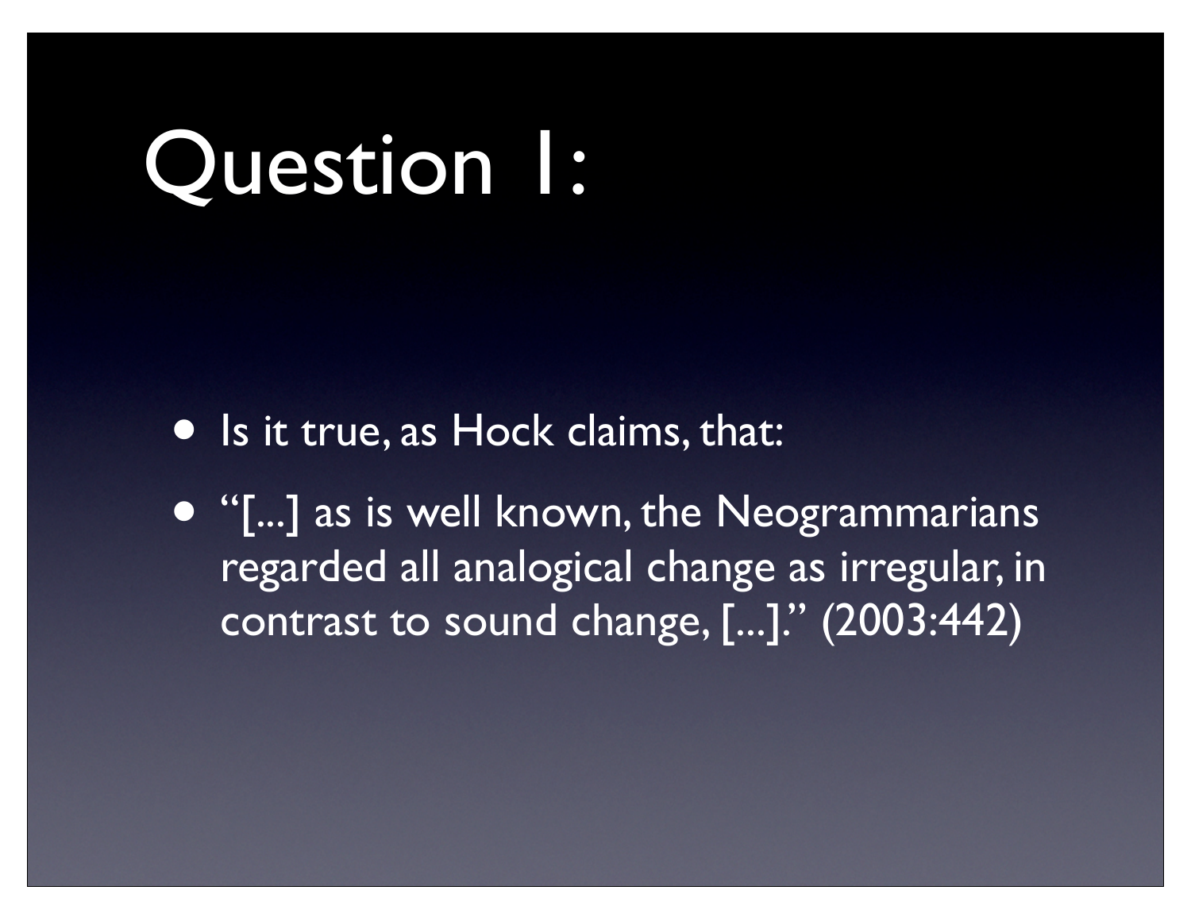# Question 1:

- Is it true, as Hock claims, that:
- "[...] as is well known, the Neogrammarians regarded all analogical change as irregular, in contrast to sound change, [...]." (2003:442)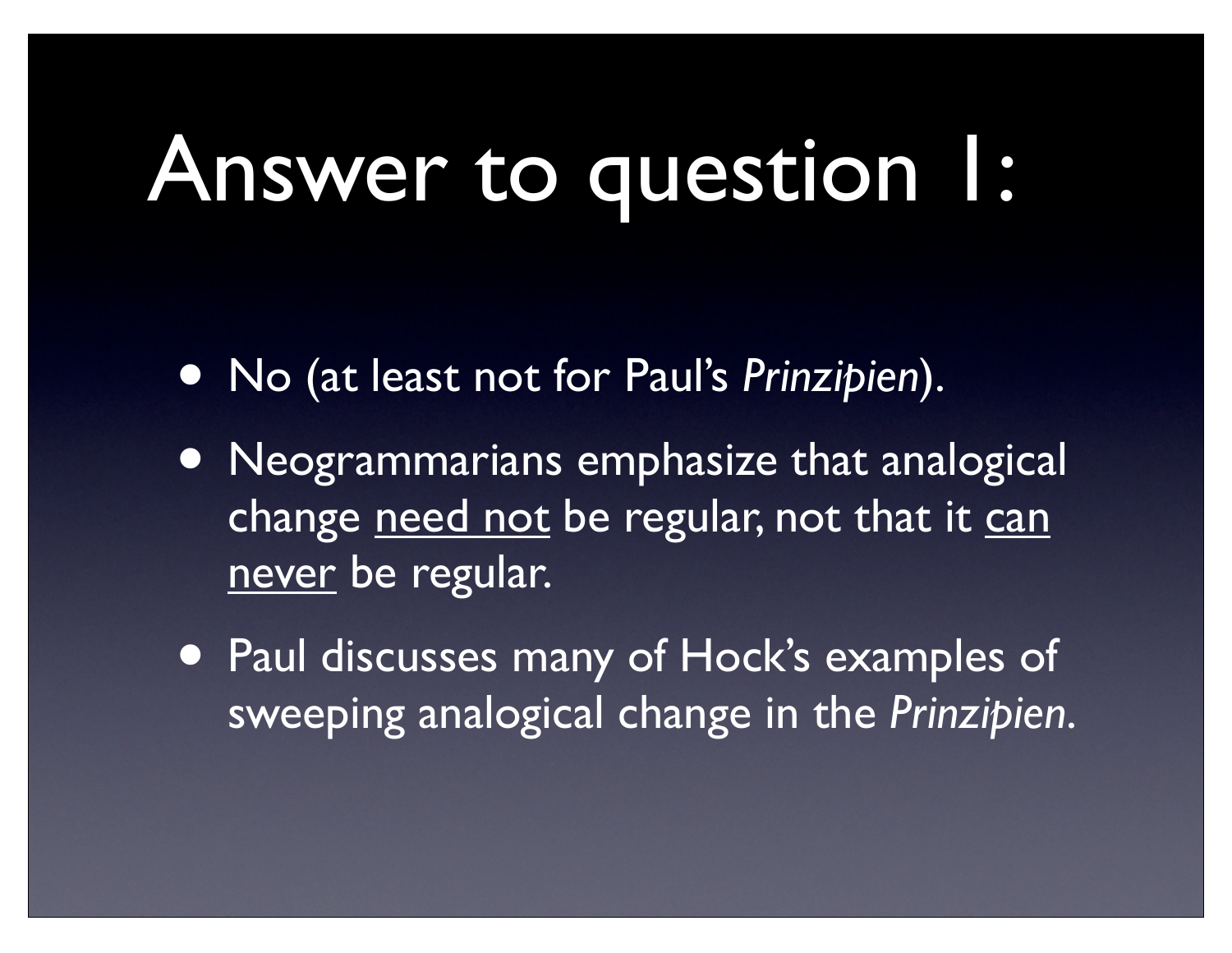# Answer to question 1:

- No (at least not for Paul's *Prinzipien*).
- Neogrammarians emphasize that analogical change <u>need not</u> be regular, not that it <u>can never</u> be regular.
- Paul discusses many of Hock's examples of sweeping analogical change in the *Prinzipien*.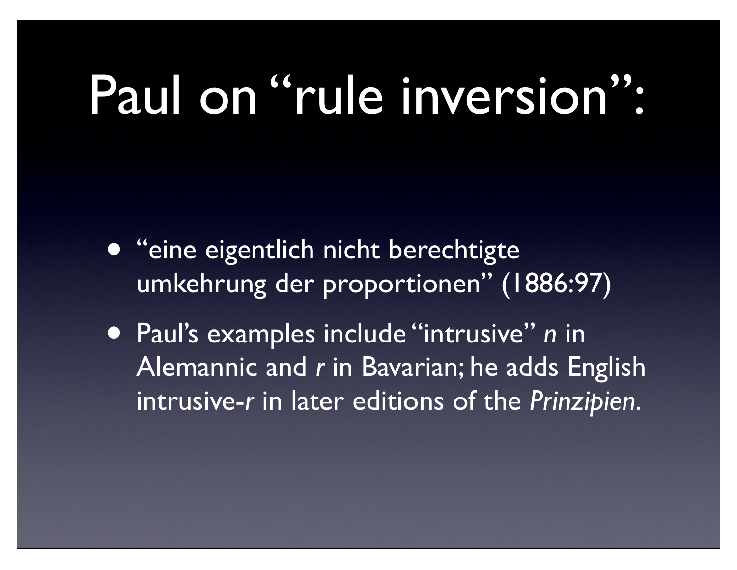# Paul on “rule inversion”:

- “eine eigentlich nicht berechtigte umkehrung der proportionen” (1886:97)
- Paul’s examples include “intrusive” *n* in Alemannic and *r* in Bavarian; he adds English intrusive-*r* in later editions of the *Prinzipien*.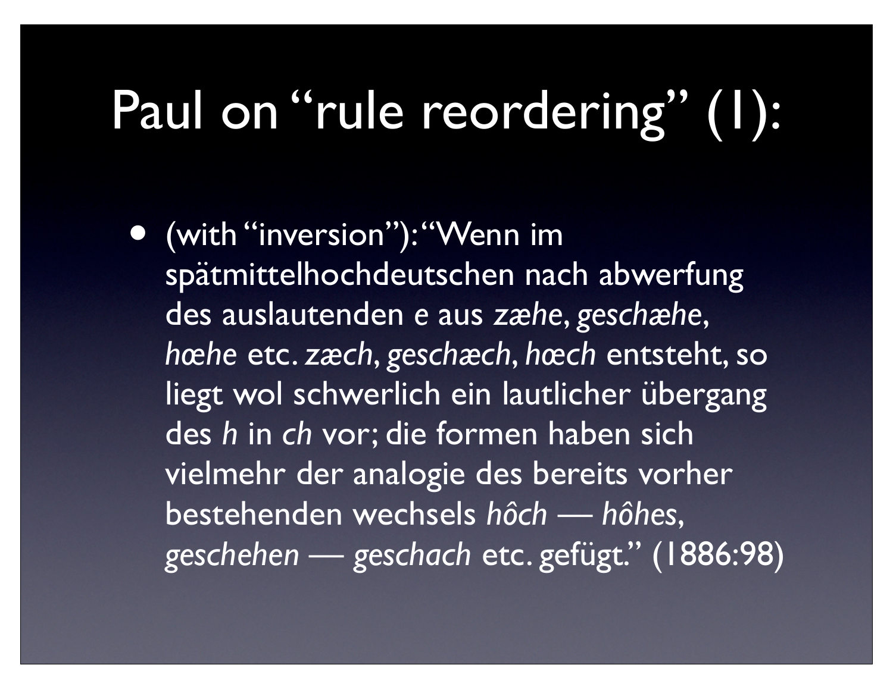# Paul on "rule reordering" (1):

- (with "inversion"): "Wenn im spätmittelhochdeutschen nach abwerfung des auslautenden e aus *zæhe*, *geschæhe*, *hœhe* etc. *zæch*, *geschæch*, *hœch* entsteht, so liegt wol schwerlich ein lautlicher übergang des *h* in *ch* vor; die formen haben sich vielmehr der analogie des bereits vorher bestehenden wechsels *hôch* — *hôhes*, *geschehen* — *geschach* etc. gefügt." (1886:98)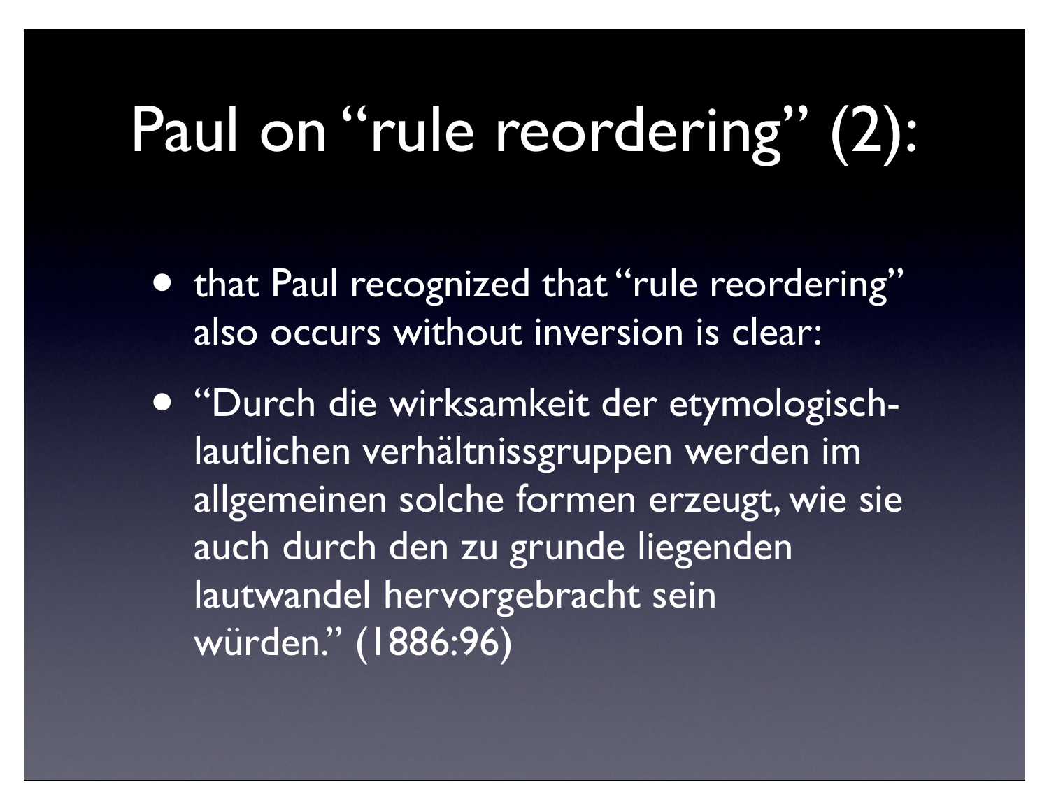# Paul on "rule reordering" (2):

- that Paul recognized that "rule reordering" also occurs without inversion is clear:
- "Durch die wirksamkeit der etymologisch-lautlichen verhältnissgruppen werden im allgemeinen solche formen erzeugt, wie sie auch durch den zu grunde liegenden lautwandel hervorgebracht sein würden." (1886:96)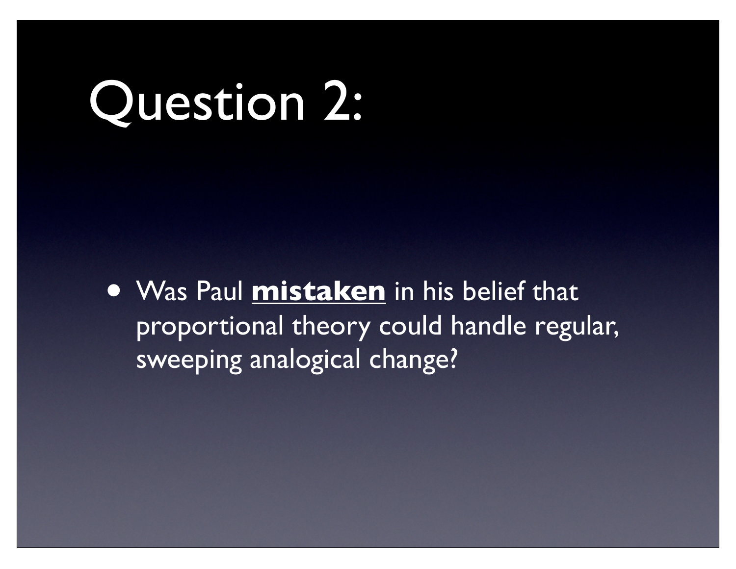# Question 2:

- Was Paul **<u>mistaken</u>** in his belief that proportional theory could handle regular, sweeping analogical change?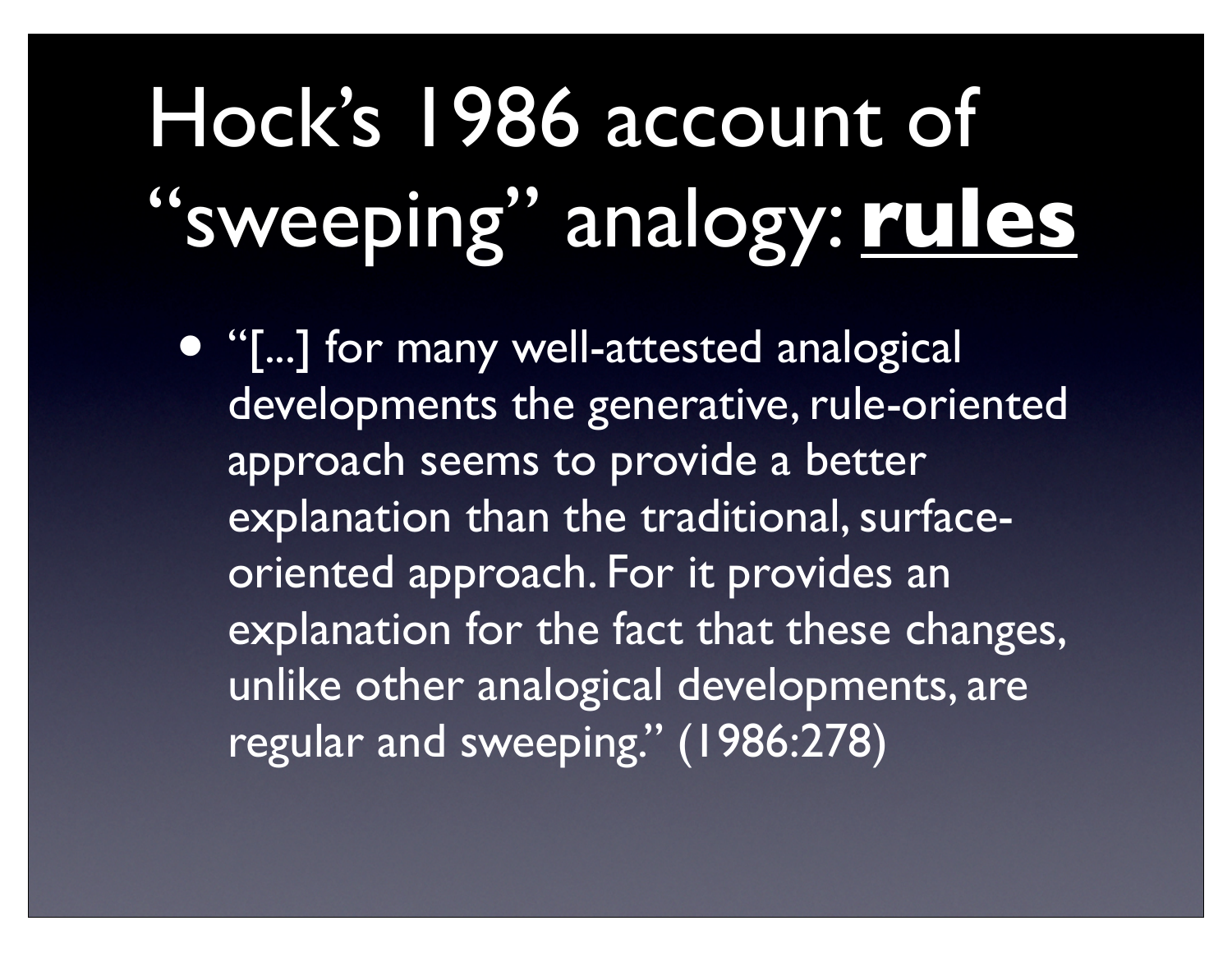# Hock's 1986 account of "sweeping" analogy: **rules**

- "[...] for many well-attested analogical developments the generative, rule-oriented approach seems to provide a better explanation than the traditional, surface-oriented approach. For it provides an explanation for the fact that these changes, unlike other analogical developments, are regular and sweeping." (1986:278)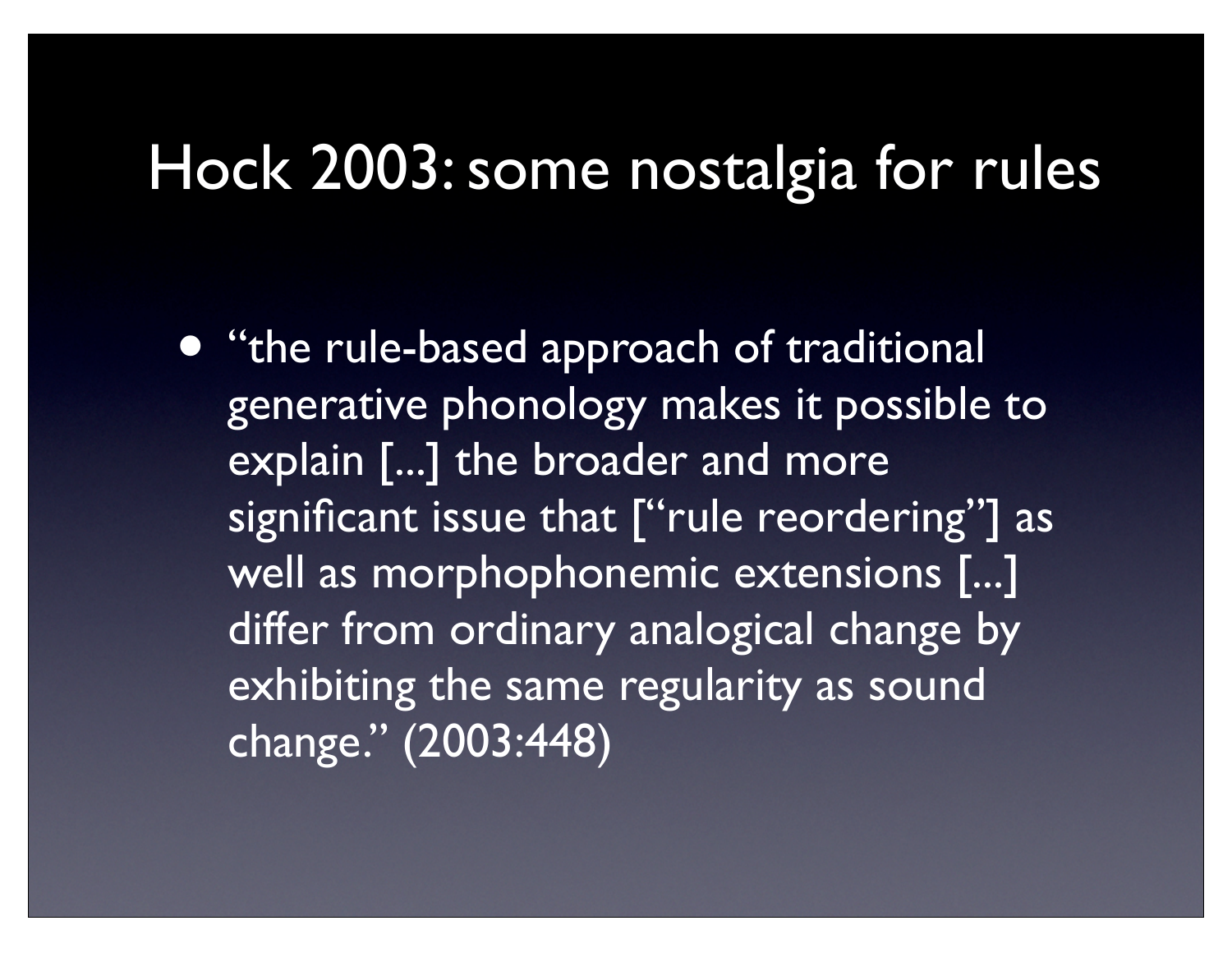# Hock 2003: some nostalgia for rules

- "the rule-based approach of traditional generative phonology makes it possible to explain [...] the broader and more significant issue that ["rule reordering"] as well as morphophonemic extensions [...] differ from ordinary analogical change by exhibiting the same regularity as sound change." (2003:448)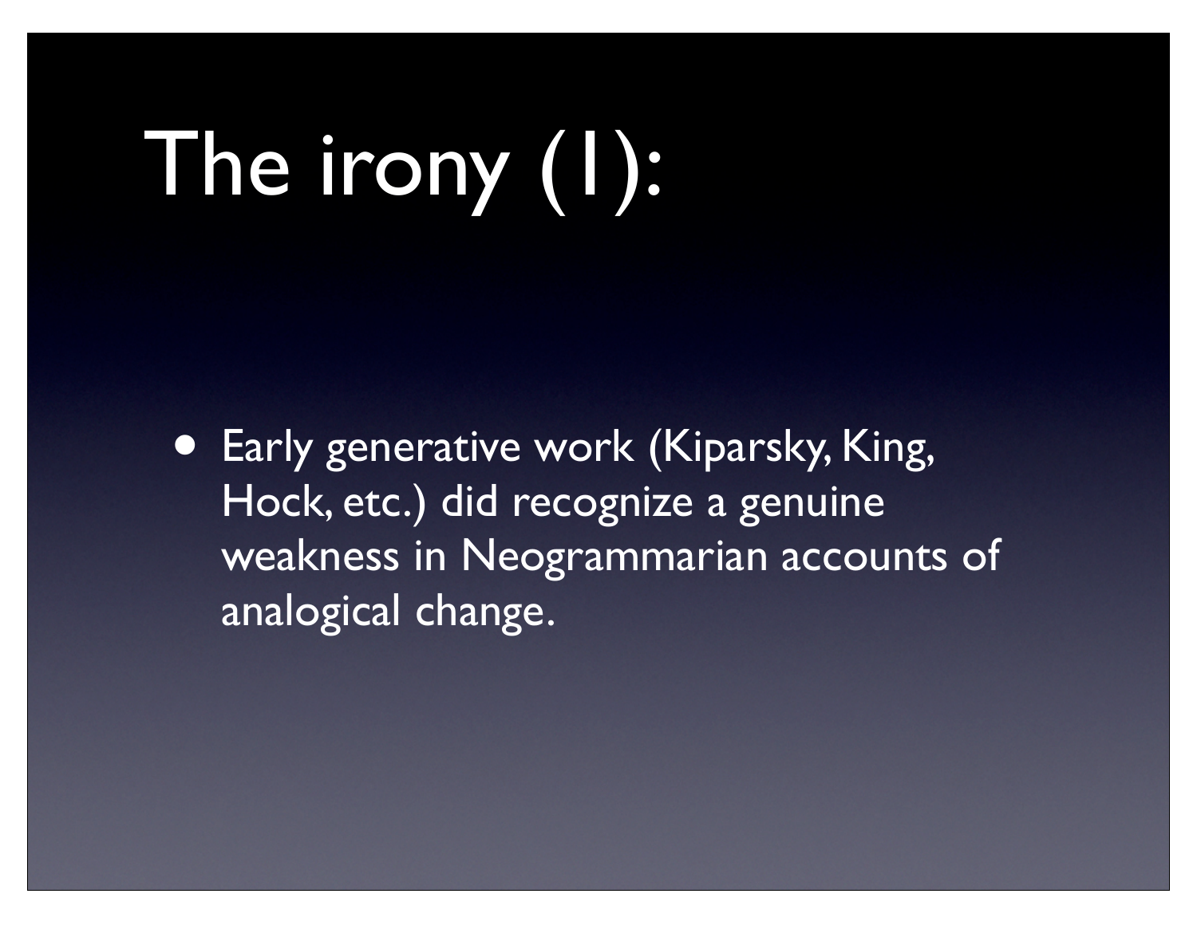# The irony (1):

- Early generative work (Kiparsky, King, Hock, etc.) did recognize a genuine weakness in Neogrammarian accounts of analogical change.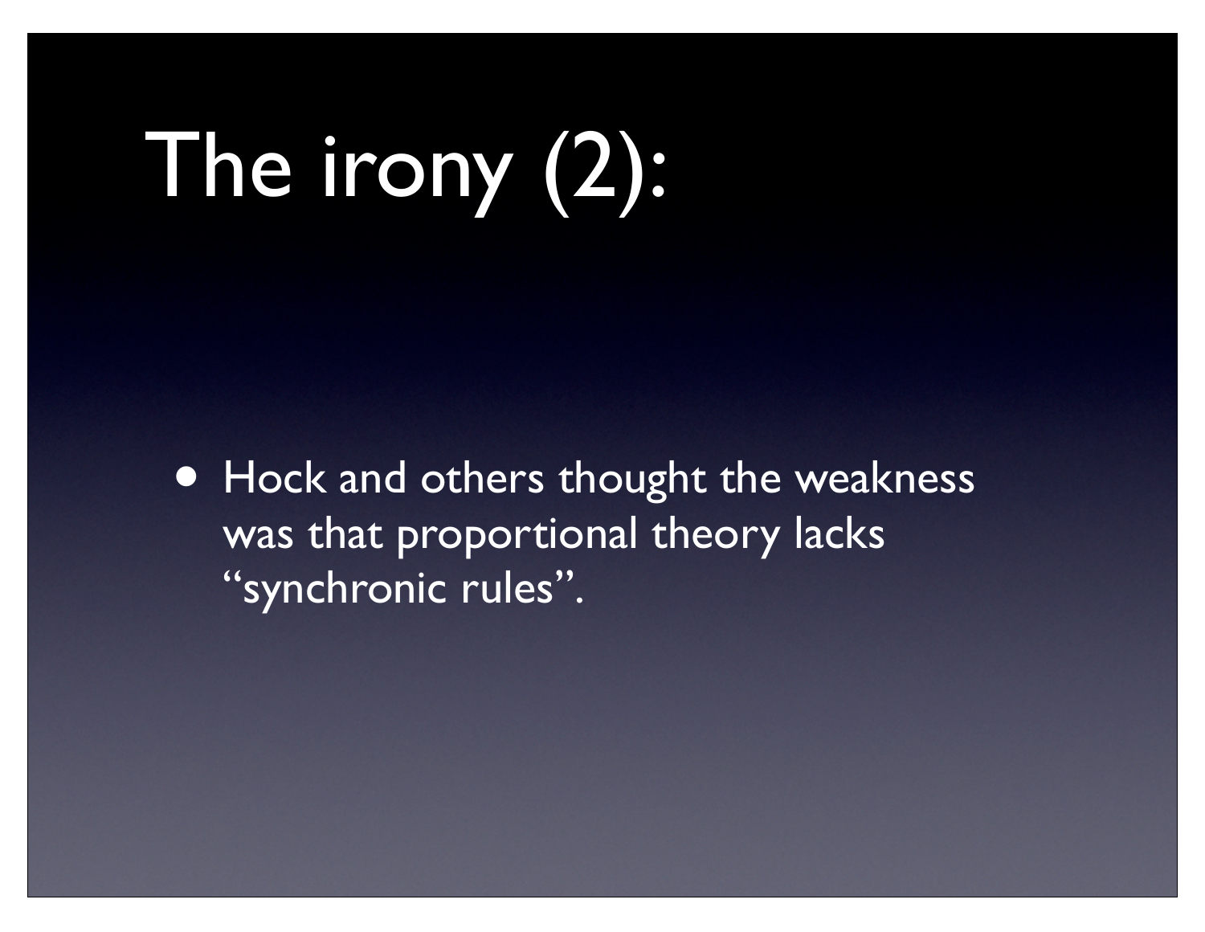# The irony (2):

- Hock and others thought the weakness was that proportional theory lacks "synchronic rules".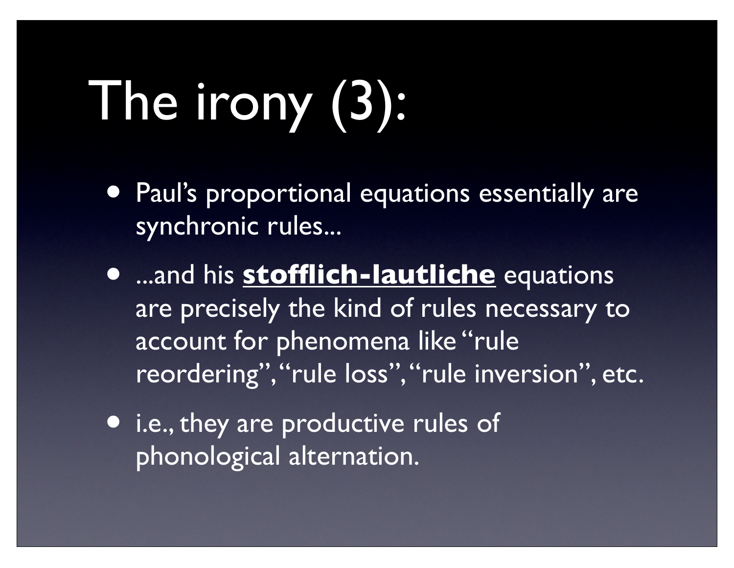# The irony (3):

- Paul's proportional equations essentially are synchronic rules...
- ...and his **<u>stofflich-lautliche</u>** equations are precisely the kind of rules necessary to account for phenomena like "rule reordering", "rule loss", "rule inversion", etc.
- i.e., they are productive rules of phonological alternation.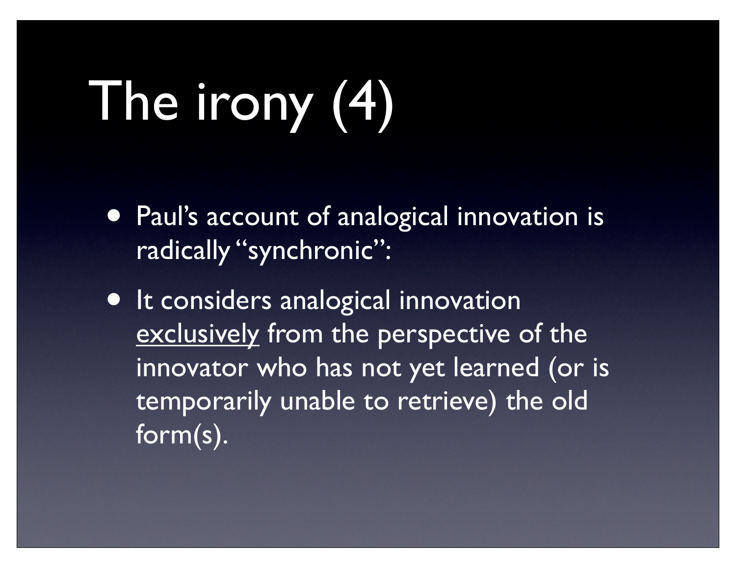# The irony (4)

- Paul's account of analogical innovation is radically "synchronic":
- It considers analogical innovation <u>exclusively</u> from the perspective of the innovator who has not yet learned (or is temporarily unable to retrieve) the old form(s).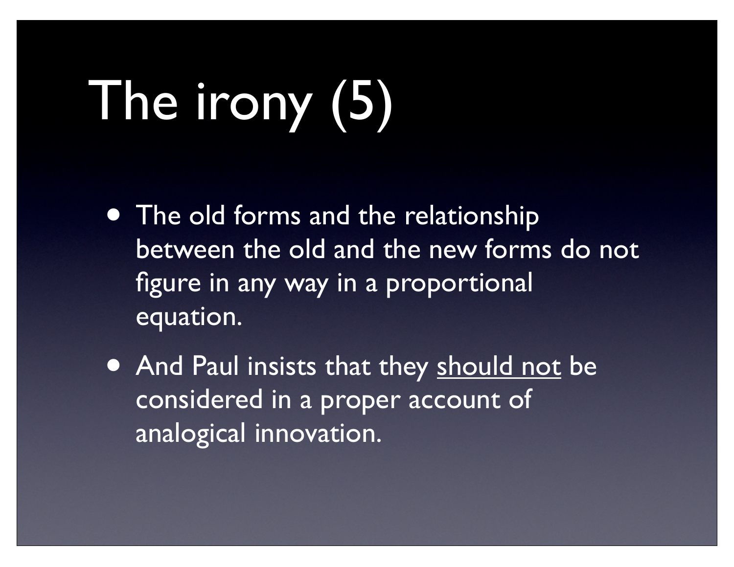# The irony (5)

- The old forms and the relationship between the old and the new forms do not figure in any way in a proportional equation.
- And Paul insists that they <u>should not</u> be considered in a proper account of analogical innovation.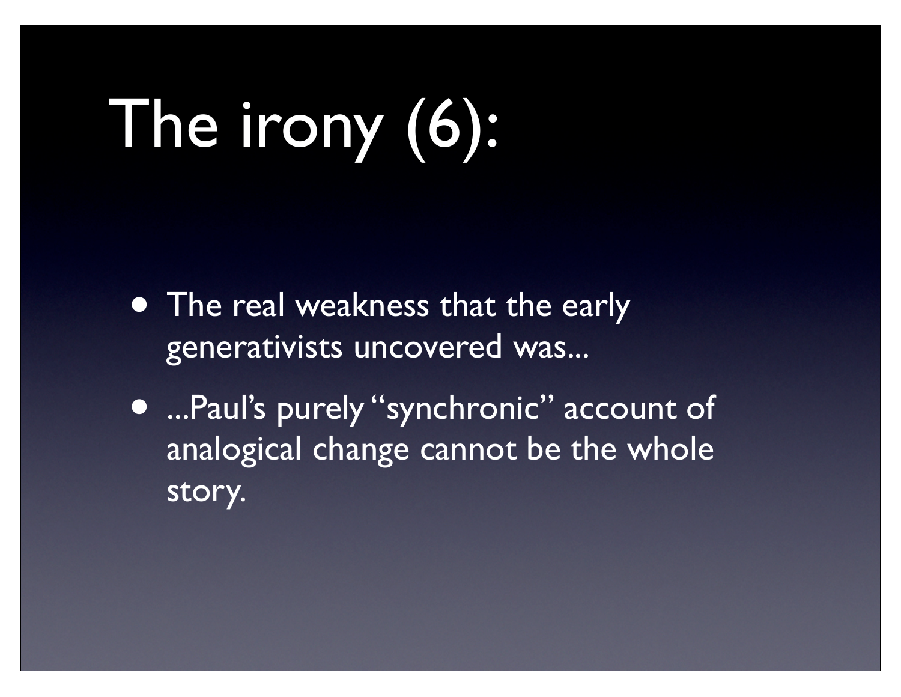# The irony (6):

- The real weakness that the early generativists uncovered was...
- ...Paul's purely "synchronic" account of analogical change cannot be the whole story.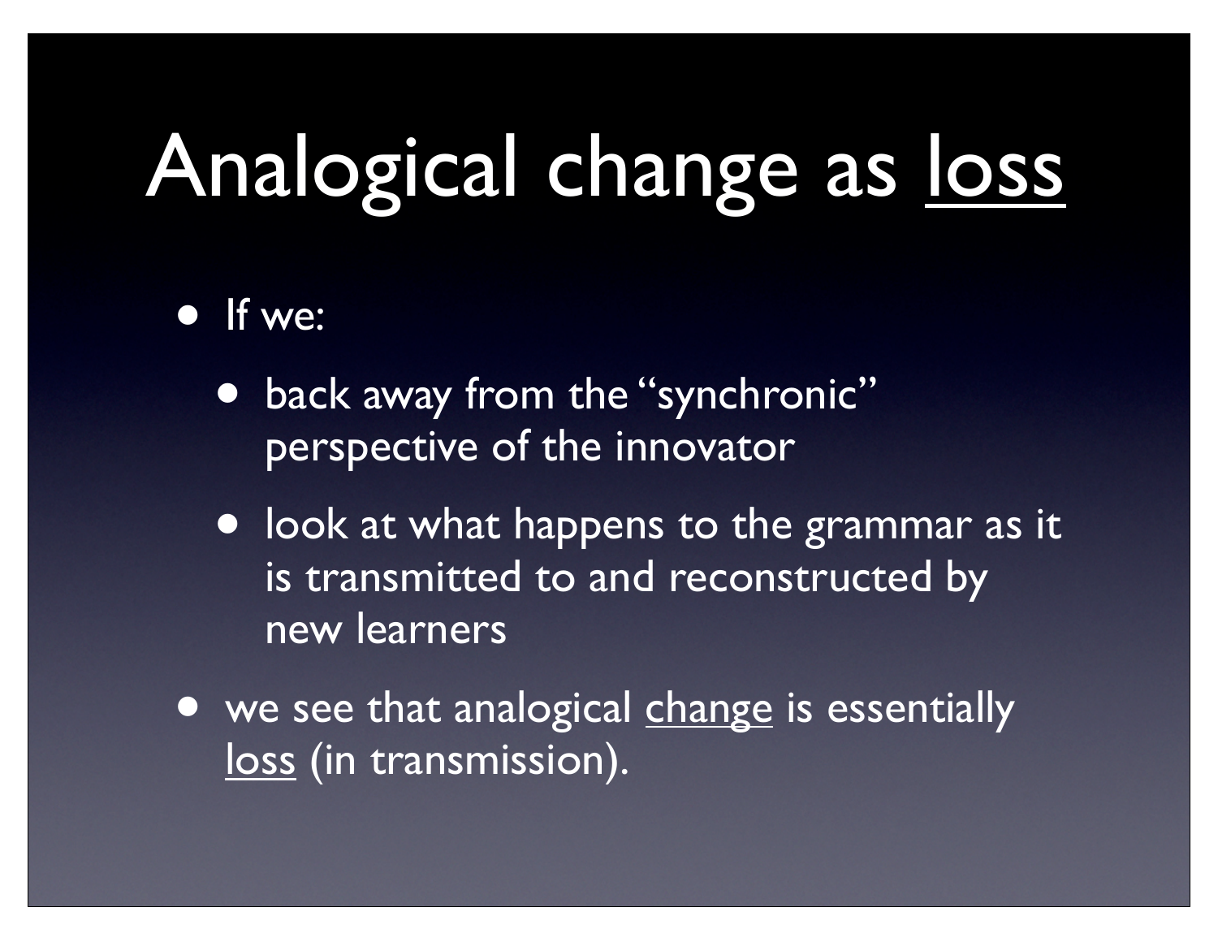# Analogical change as <u>loss</u>

- If we:
  - back away from the "synchronic" perspective of the innovator
  - look at what happens to the grammar as it is transmitted to and reconstructed by new learners
- we see that analogical <u>change</u> is essentially <u>loss</u> (in transmission).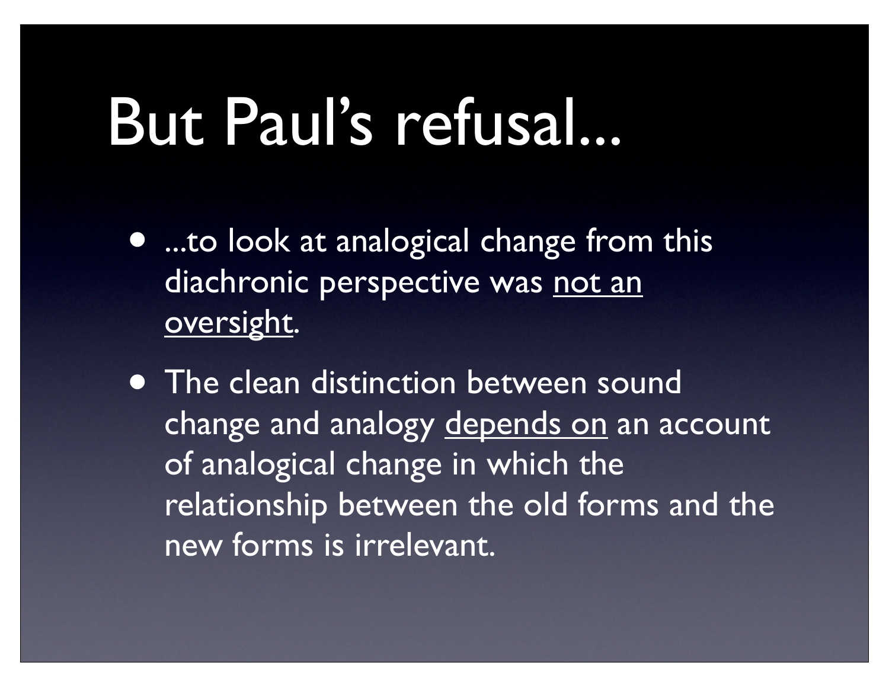# But Paul's refusal...

- ...to look at analogical change from this diachronic perspective was <u>not an oversight</u>.
- The clean distinction between sound change and analogy <u>depends on</u> an account of analogical change in which the relationship between the old forms and the new forms is irrelevant.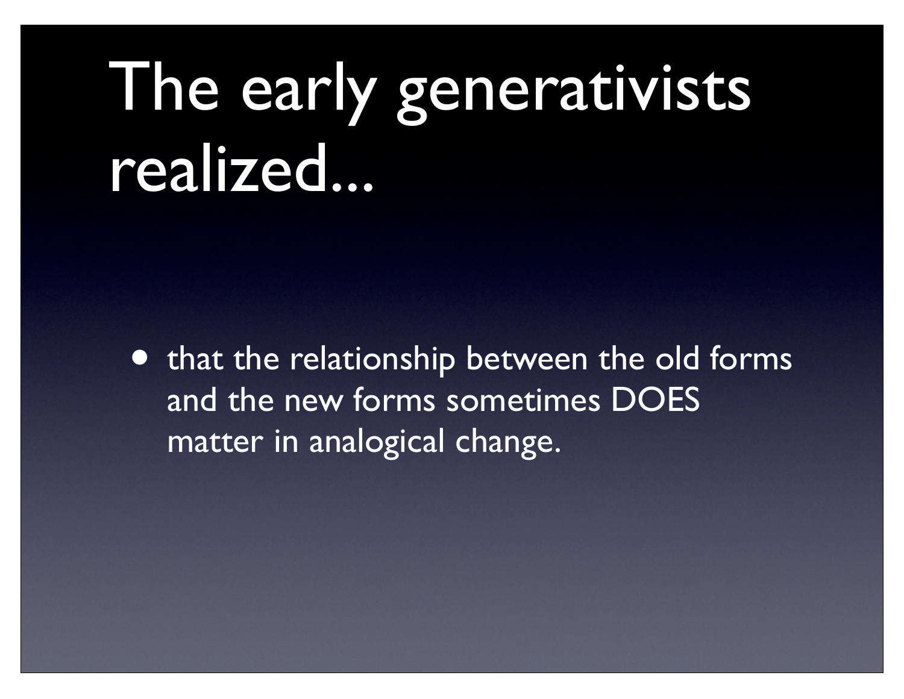# The early generativists realized...

- that the relationship between the old forms and the new forms sometimes DOES matter in analogical change.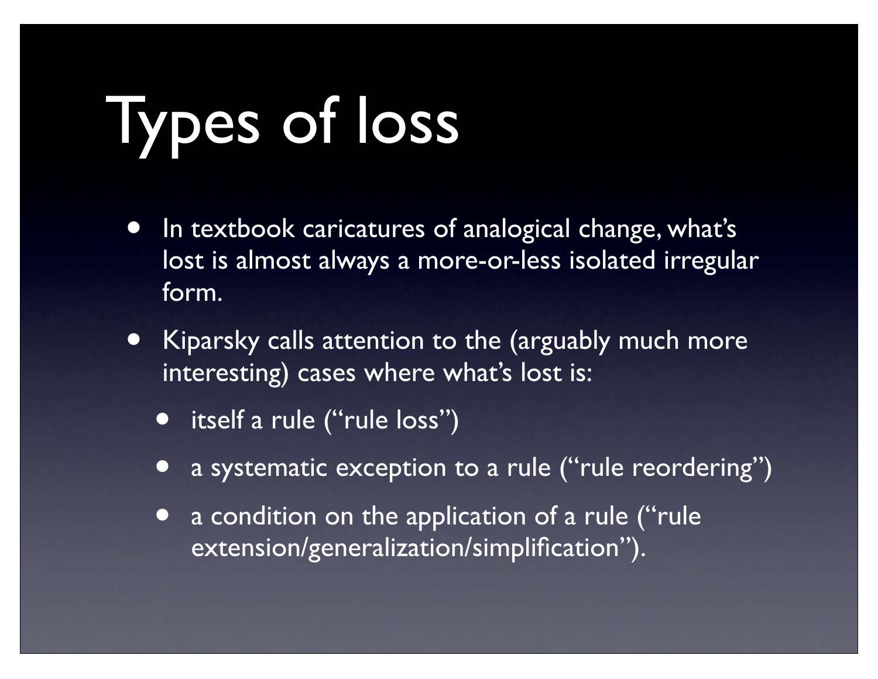# Types of loss

- In textbook caricatures of analogical change, what's lost is almost always a more-or-less isolated irregular form.
- Kiparsky calls attention to the (arguably much more interesting) cases where what's lost is:
  - itself a rule ("rule loss")
  - a systematic exception to a rule ("rule reordering")
  - a condition on the application of a rule ("rule extension/generalization/simplification").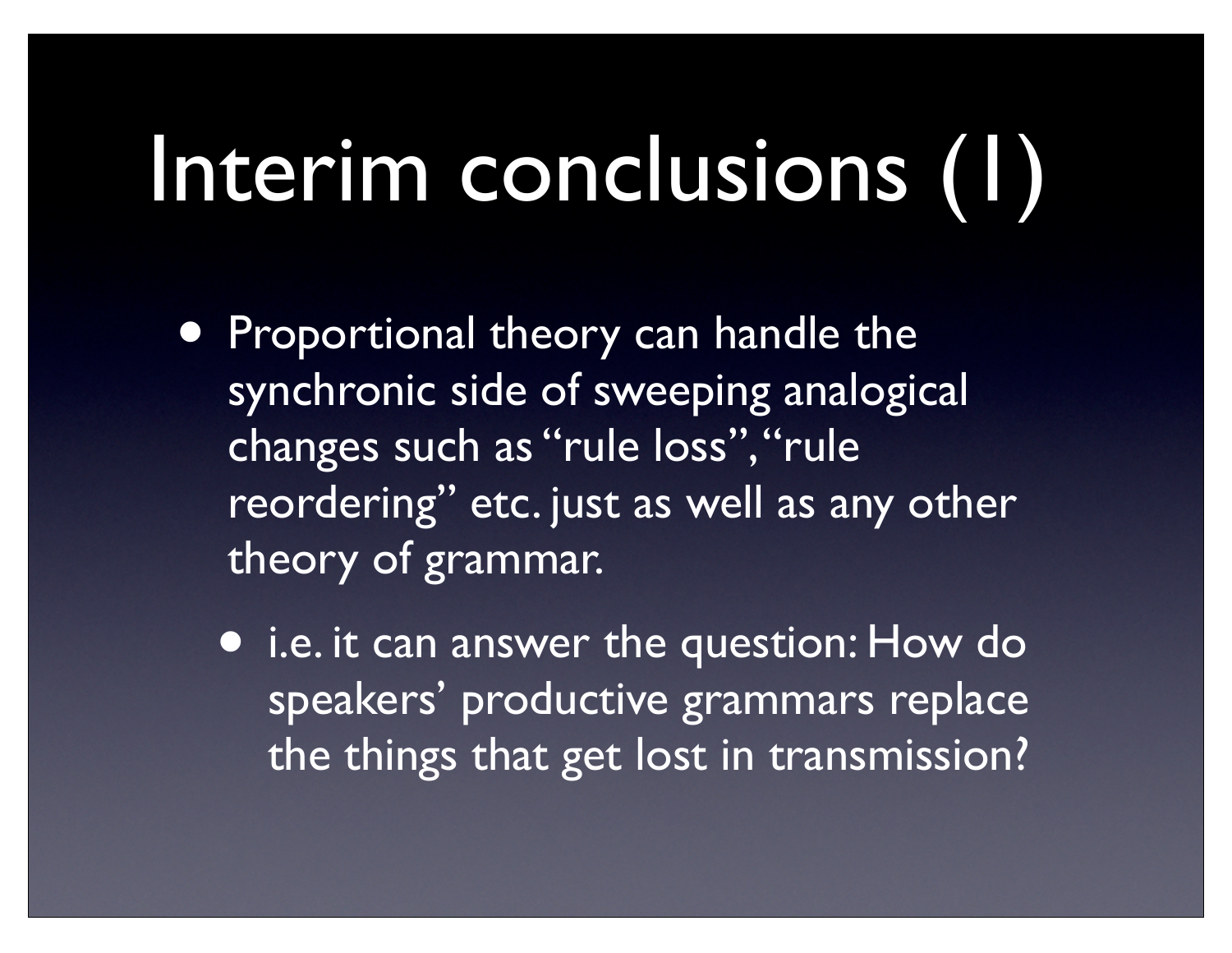# Interim conclusions (1)

- Proportional theory can handle the synchronic side of sweeping analogical changes such as “rule loss”, “rule reordering” etc. just as well as any other theory of grammar.
  - i.e. it can answer the question: How do speakers’ productive grammars replace the things that get lost in transmission?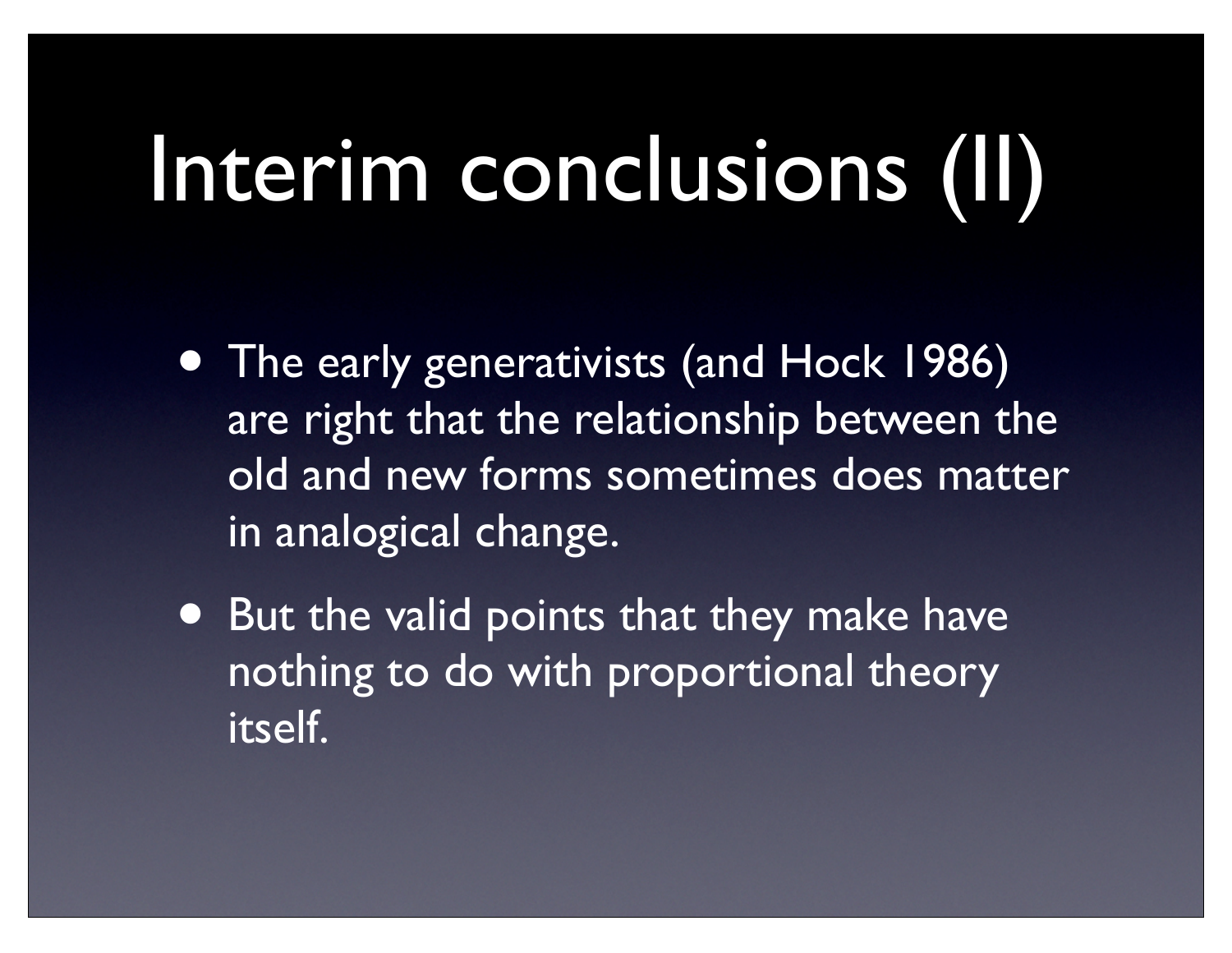# Interim conclusions (II)

- The early generativists (and Hock 1986) are right that the relationship between the old and new forms sometimes does matter in analogical change.
- But the valid points that they make have nothing to do with proportional theory itself.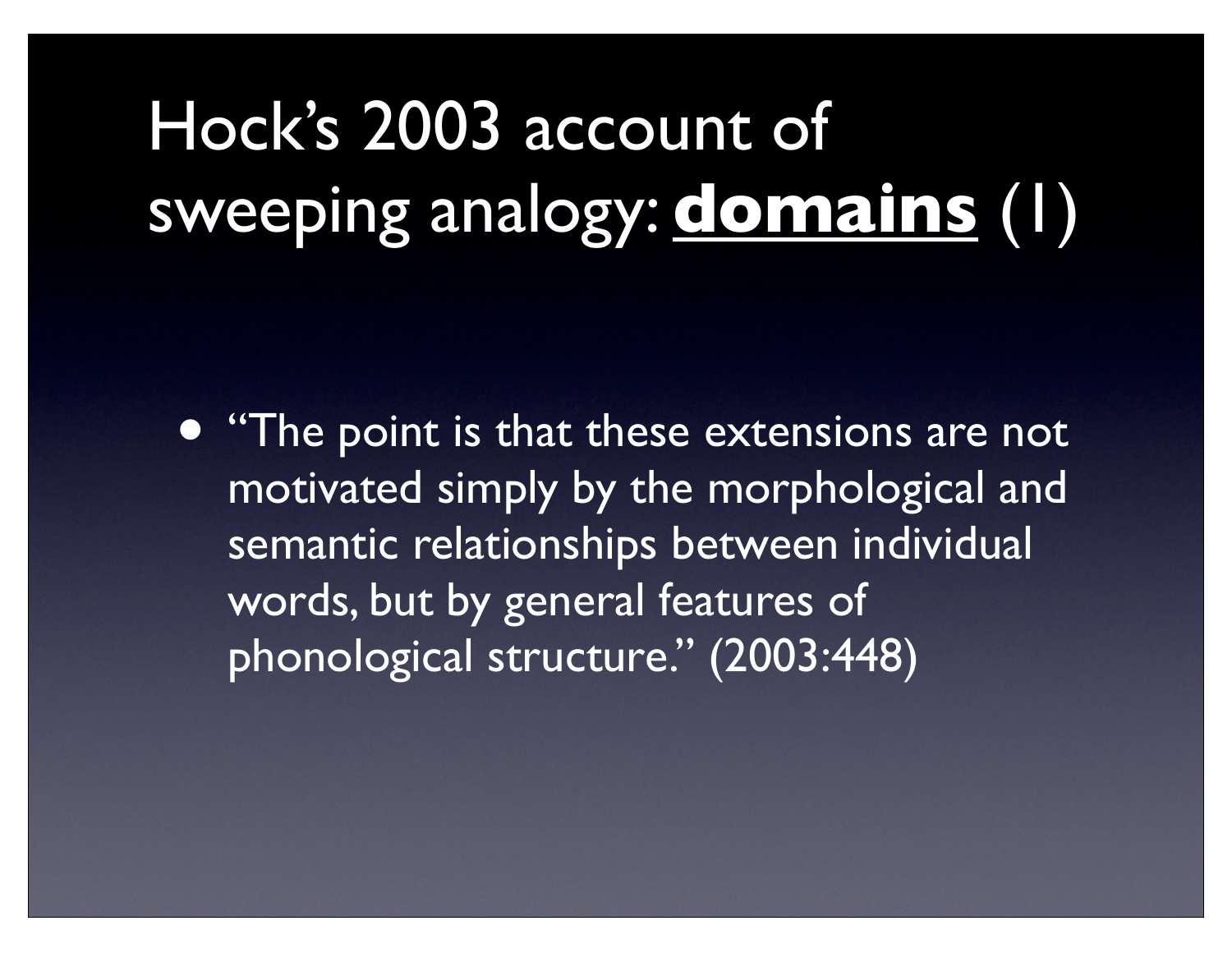# Hock's 2003 account of sweeping analogy: **domains** (1)

- "The point is that these extensions are not motivated simply by the morphological and semantic relationships between individual words, but by general features of phonological structure." (2003:448)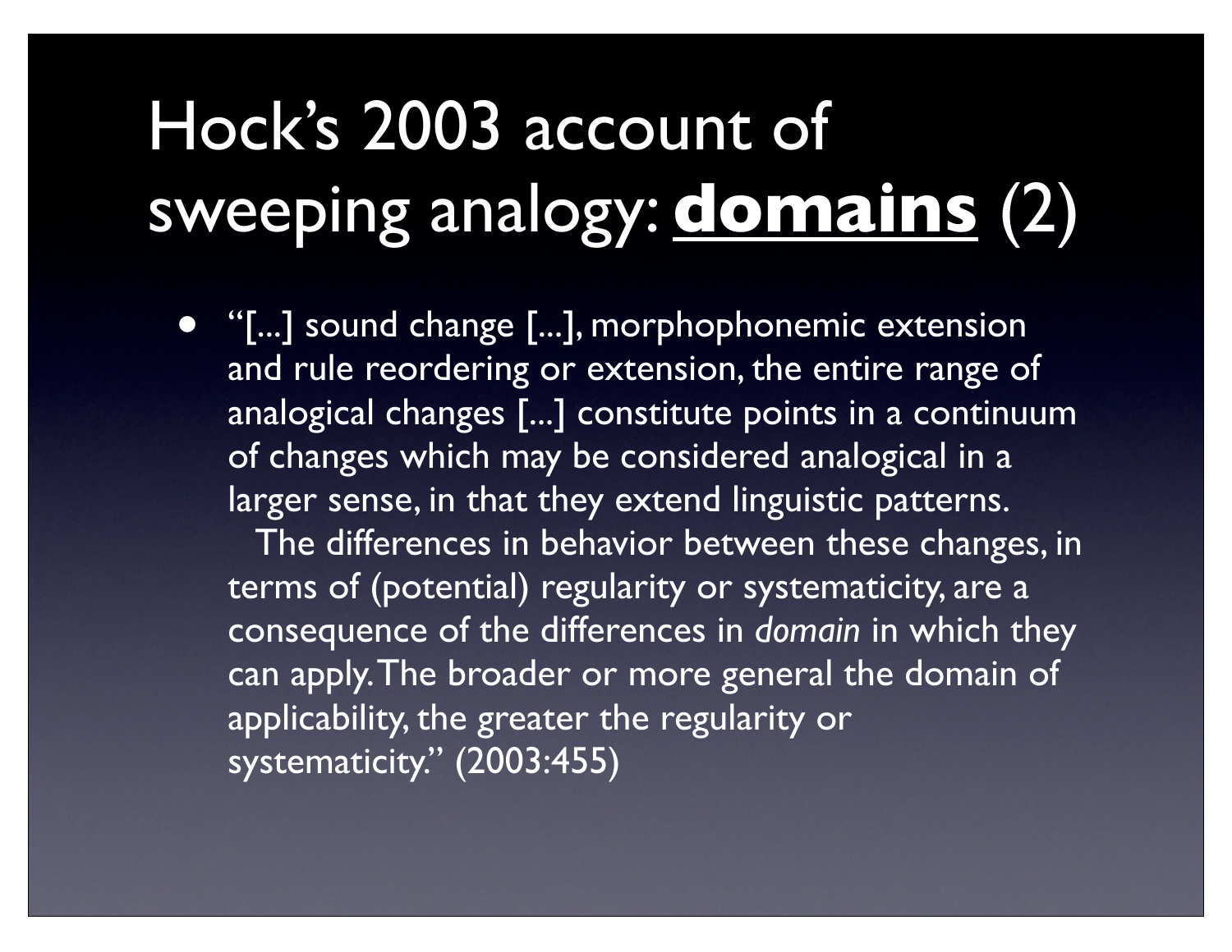# Hock's 2003 account of sweeping analogy: **domains** (2)

- "[...] sound change [...], morphophonemic extension and rule reordering or extension, the entire range of analogical changes [...] constitute points in a continuum of changes which may be considered analogical in a larger sense, in that they extend linguistic patterns.
  The differences in behavior between these changes, in terms of (potential) regularity or systematicity, are a consequence of the differences in *domain* in which they can apply. The broader or more general the domain of applicability, the greater the regularity or systematicity." (2003:455)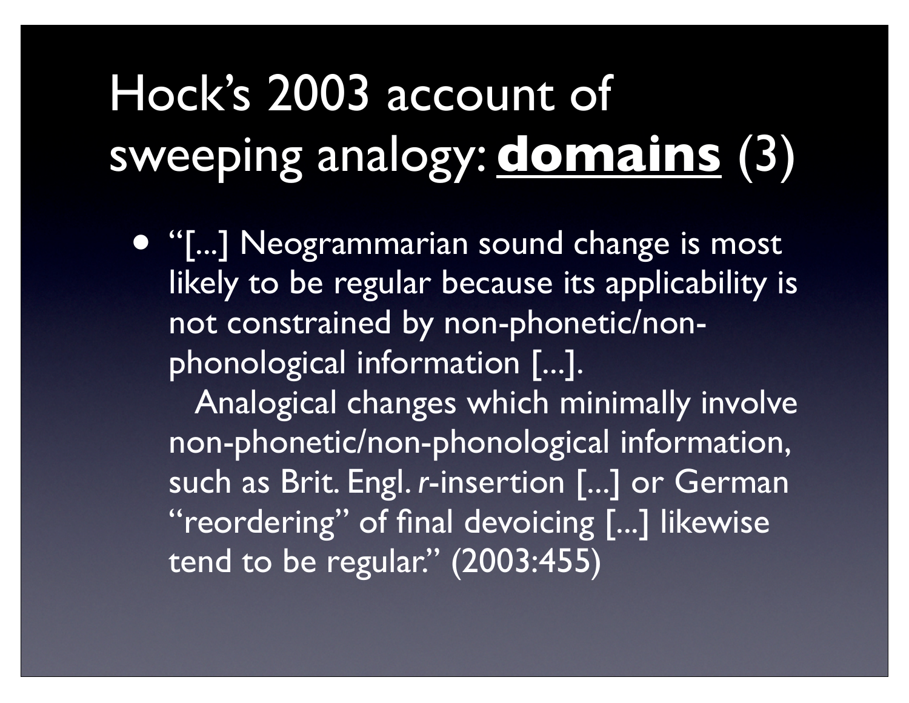# Hock's 2003 account of sweeping analogy: **<u>domains</u>** (3)

- "[...] Neogrammarian sound change is most likely to be regular because its applicability is not constrained by non-phonetic/non-phonological information [...].

  Analogical changes which minimally involve non-phonetic/non-phonological information, such as Brit. Engl. *r*-insertion [...] or German "reordering" of final devoicing [...] likewise tend to be regular." (2003:455)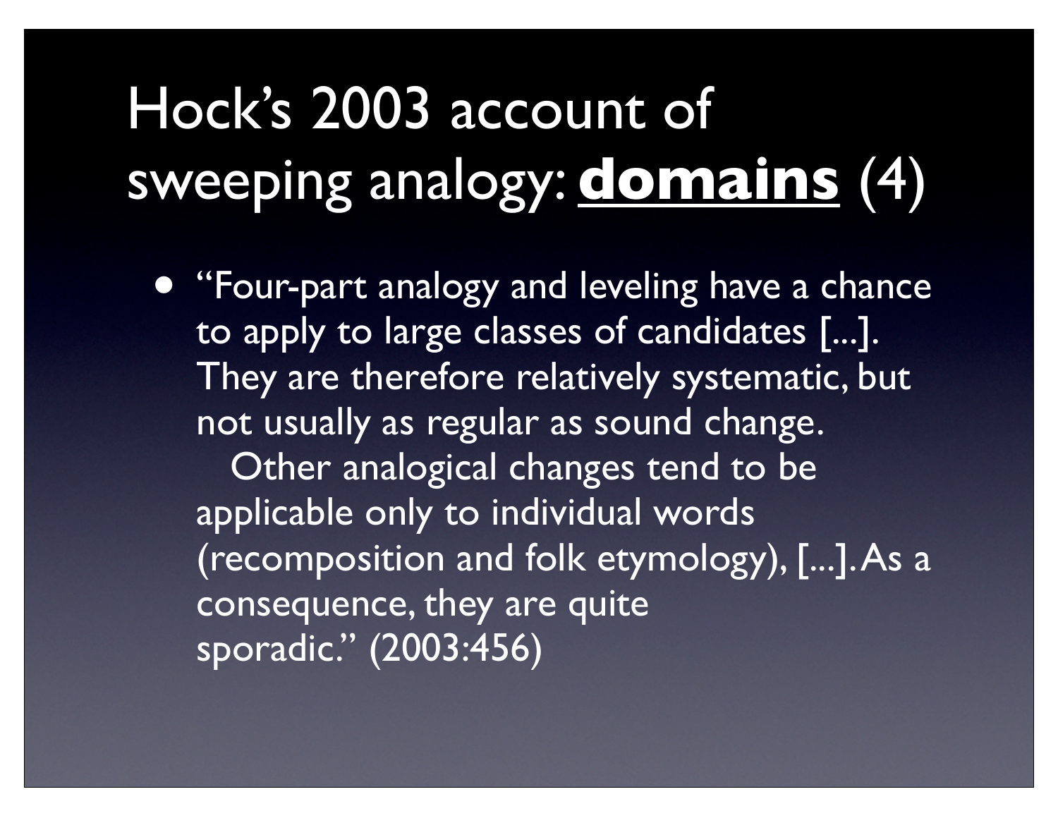# Hock's 2003 account of sweeping analogy: **domains** (4)

- "Four-part analogy and leveling have a chance to apply to large classes of candidates [...]. They are therefore relatively systematic, but not usually as regular as sound change.

  Other analogical changes tend to be applicable only to individual words (recomposition and folk etymology), [...]. As a consequence, they are quite sporadic." (2003:456)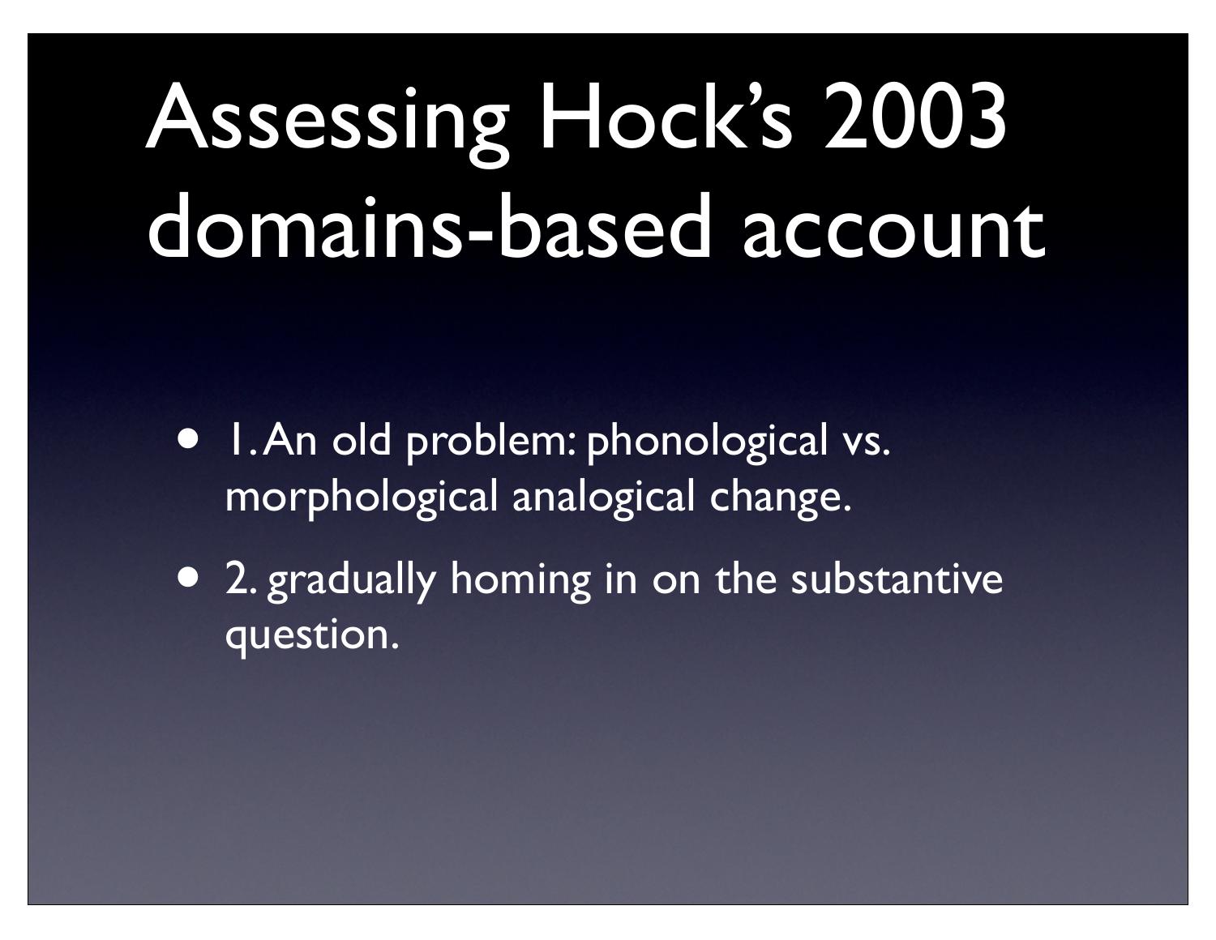# Assessing Hock's 2003 domains-based account

- 1. An old problem: phonological vs. morphological analogical change.
- 2. gradually homing in on the substantive question.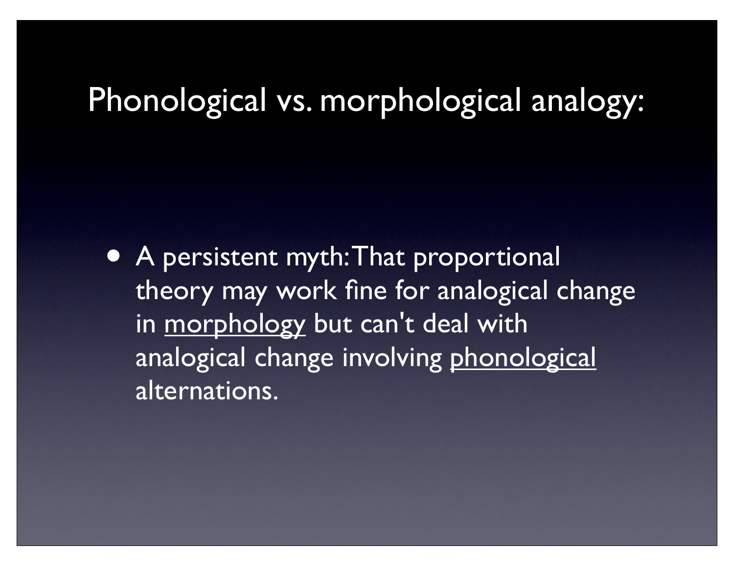# Phonological vs. morphological analogy:

- A persistent myth: That proportional theory may work fine for analogical change in <u>morphology</u> but can't deal with analogical change involving <u>phonological</u> alternations.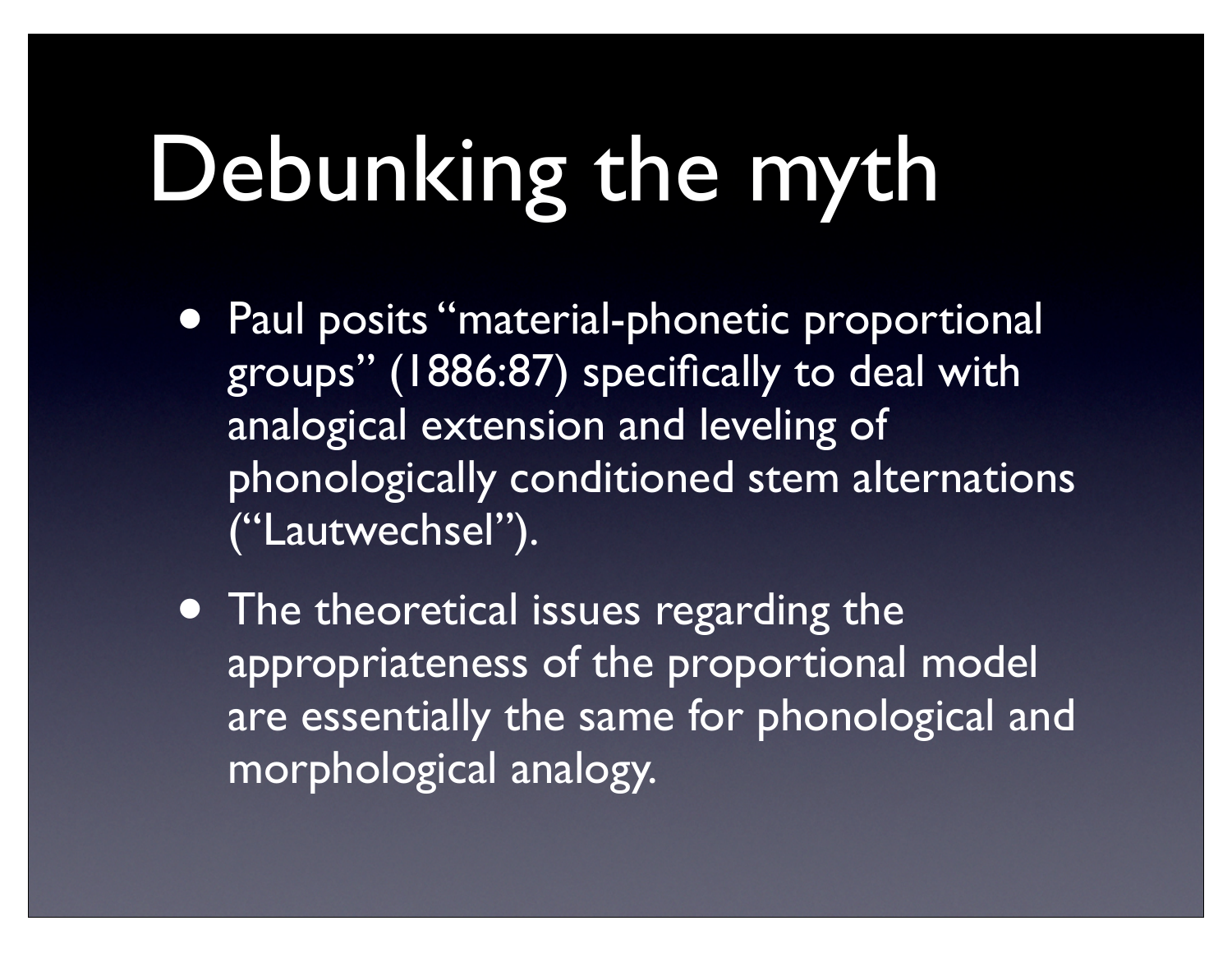# Debunking the myth

- Paul posits "material-phonetic proportional groups" (1886:87) specifically to deal with analogical extension and leveling of phonologically conditioned stem alternations ("Lautwechsel").
- The theoretical issues regarding the appropriateness of the proportional model are essentially the same for phonological and morphological analogy.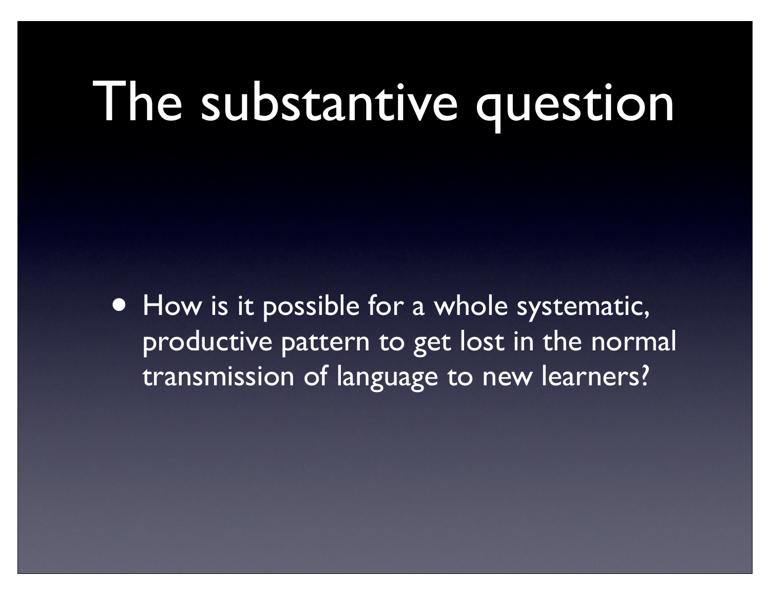# The substantive question

- How is it possible for a whole systematic, productive pattern to get lost in the normal transmission of language to new learners?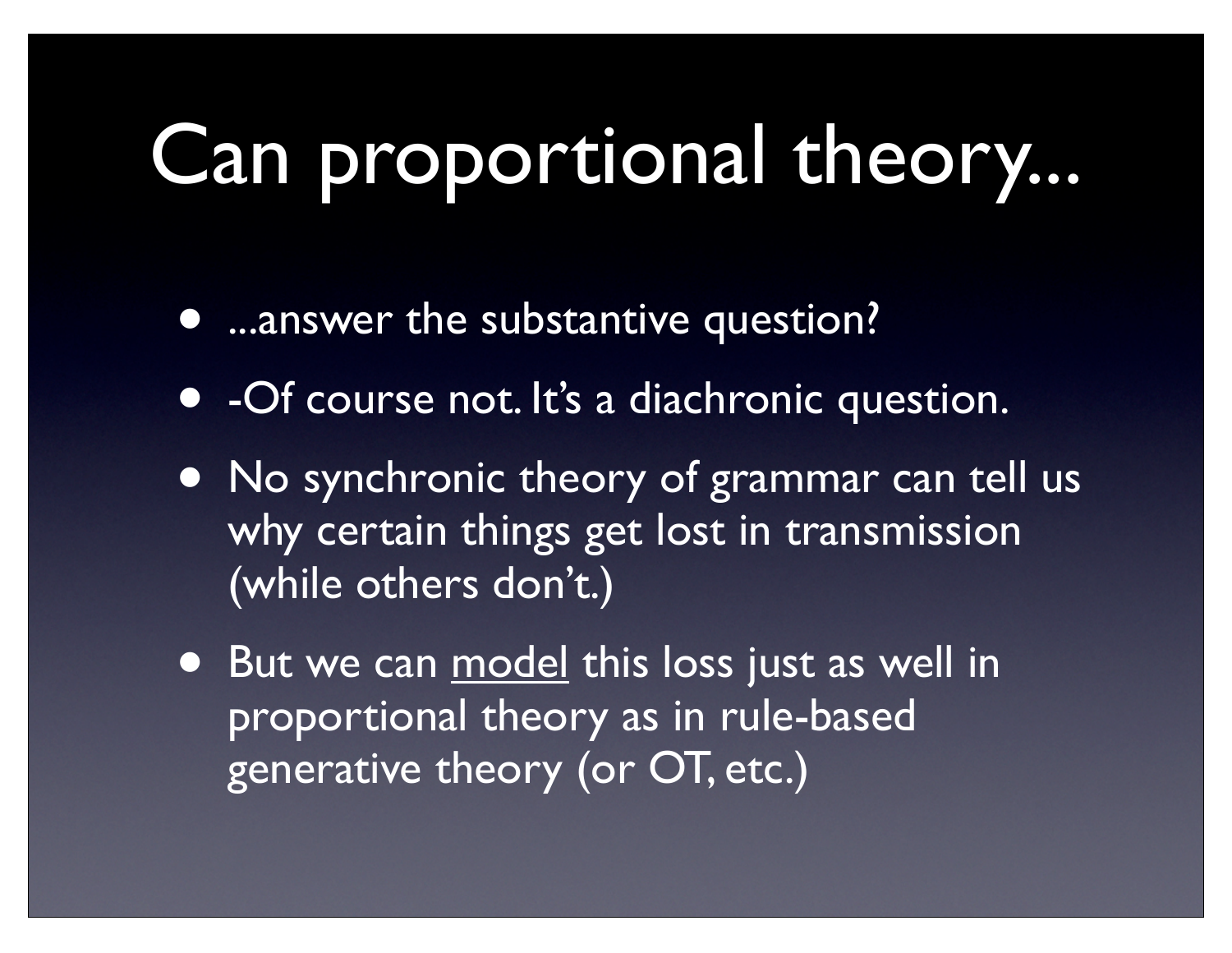# Can proportional theory...

- ...answer the substantive question?
- -Of course not. It's a diachronic question.
- No synchronic theory of grammar can tell us why certain things get lost in transmission (while others don't.)
- But we can <u>model</u> this loss just as well in proportional theory as in rule-based generative theory (or OT, etc.)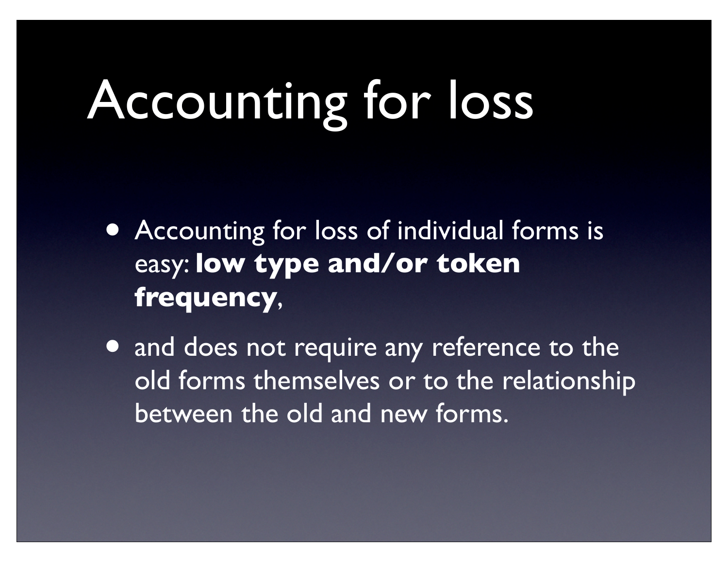# Accounting for loss

- Accounting for loss of individual forms is easy: **low type and/or token frequency**,
- and does not require any reference to the old forms themselves or to the relationship between the old and new forms.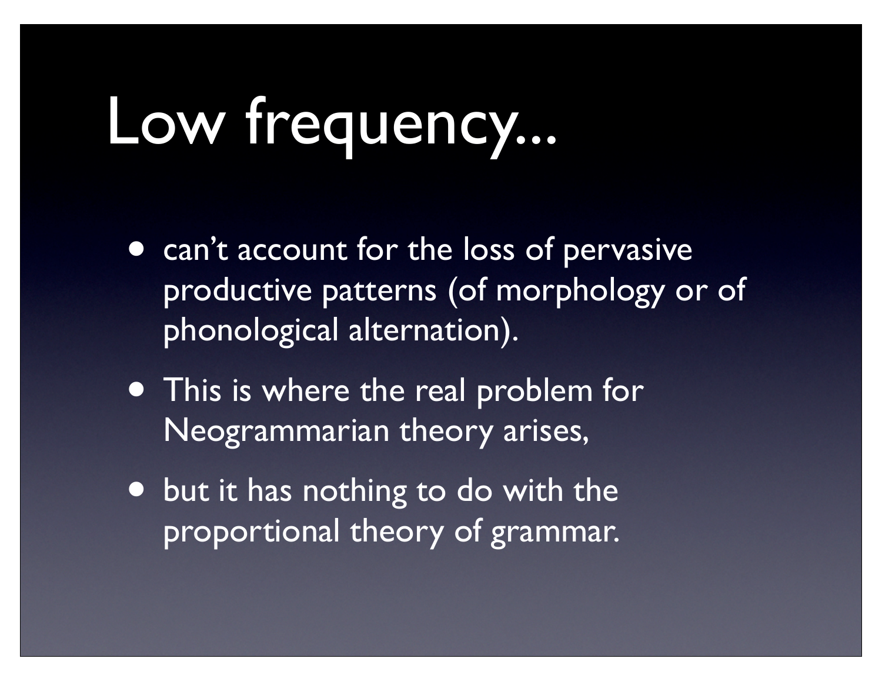# Low frequency...

- can't account for the loss of pervasive productive patterns (of morphology or of phonological alternation).
- This is where the real problem for Neogrammarian theory arises,
- but it has nothing to do with the proportional theory of grammar.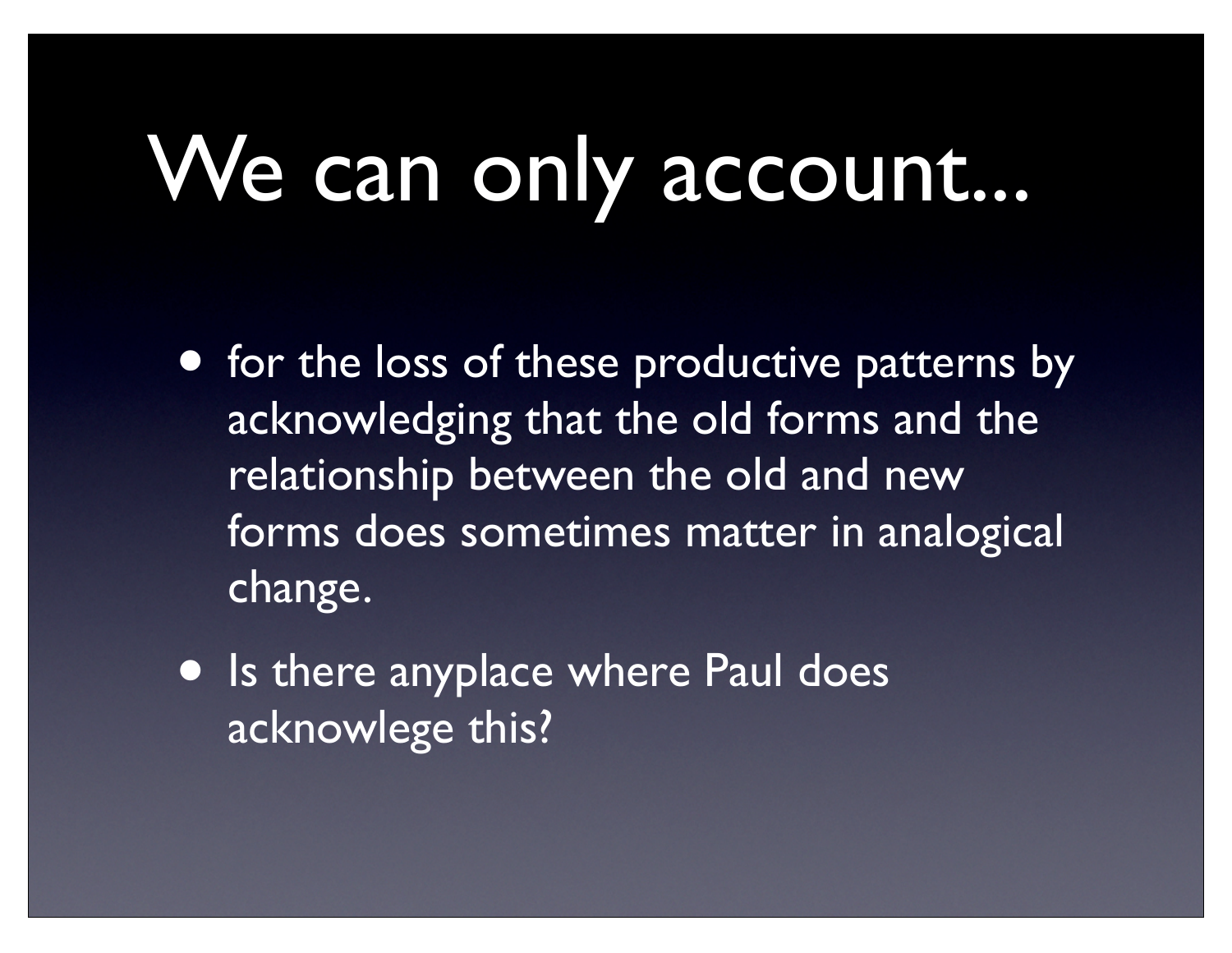# We can only account...

- for the loss of these productive patterns by acknowledging that the old forms and the relationship between the old and new forms does sometimes matter in analogical change.
- Is there anyplace where Paul does acknowlege this?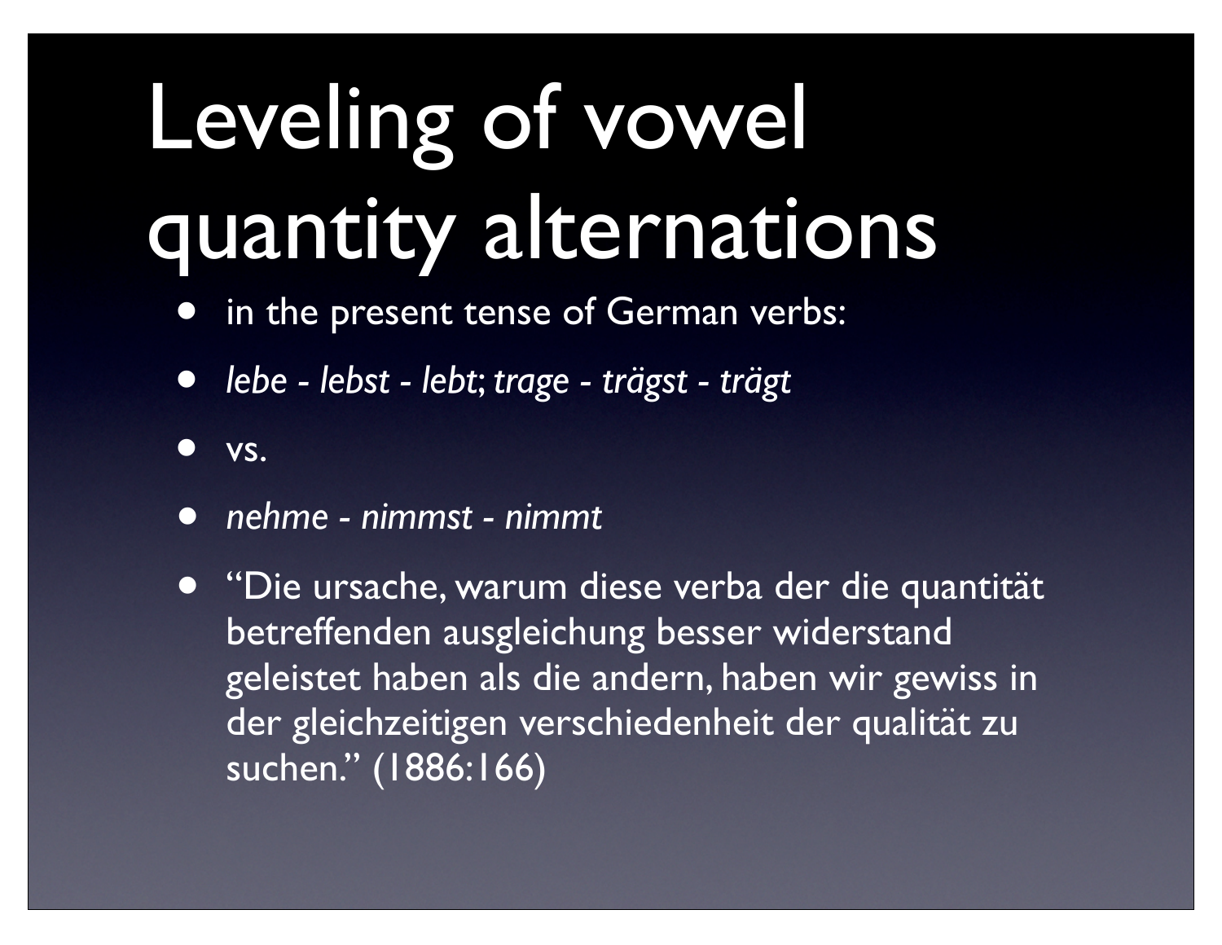# Leveling of vowel quantity alternations

- in the present tense of German verbs:
- *lebe - lebst - lebt; trage - trägst - trägt*
- vs.
- *nehme - nimmst - nimmt*
- "Die ursache, warum diese verba der die quantität betreffenden ausgleichung besser widerstand geleistet haben als die andern, haben wir gewiss in der gleichzeitigen verschiedenheit der qualität zu suchen." (1886:166)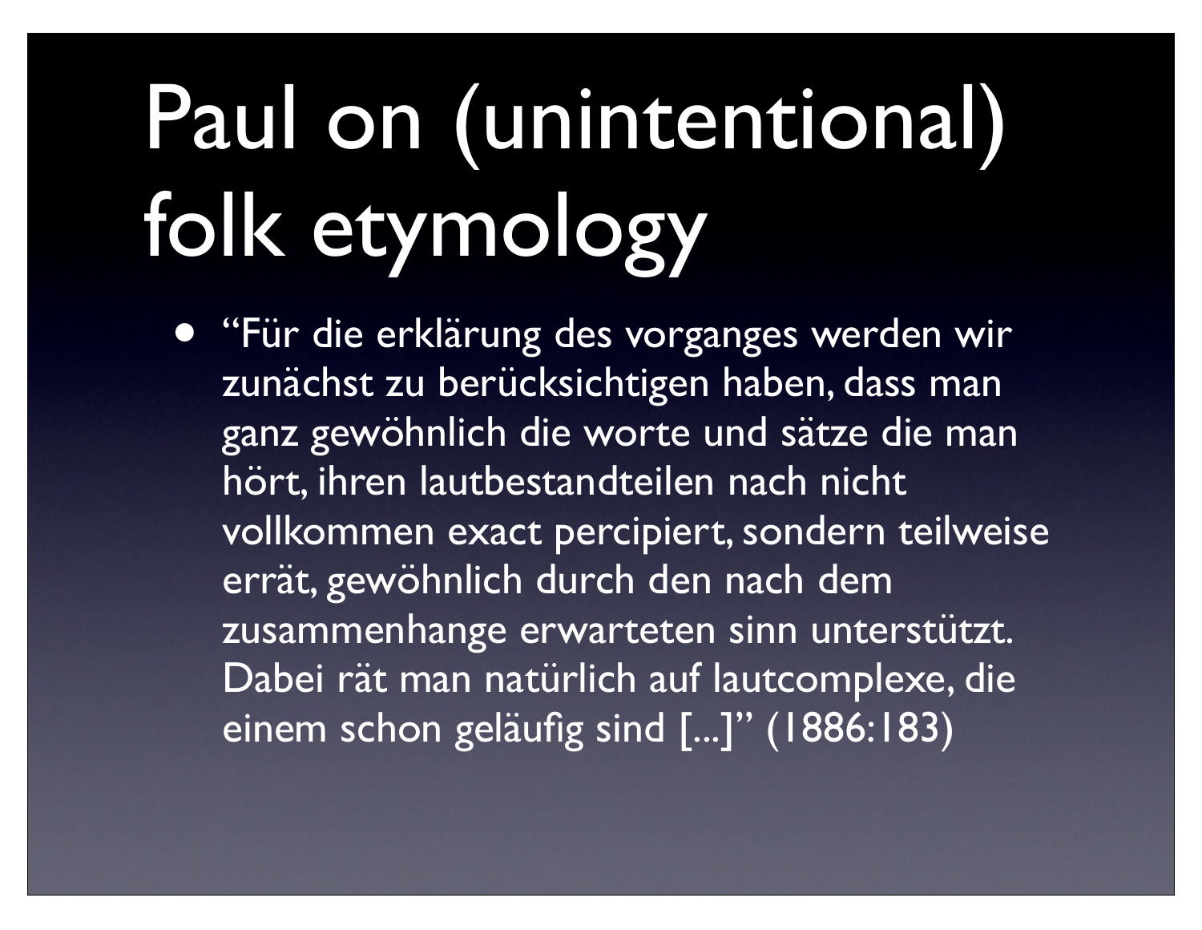# Paul on (unintentional) folk etymology

- "Für die erklärung des vorganges werden wir zunächst zu berücksichtigen haben, dass man ganz gewöhnlich die worte und sätze die man hört, ihren lautbestandteilen nach nicht vollkommen exact percipiert, sondern teilweise errät, gewöhnlich durch den nach dem zusammenhange erwarteten sinn unterstützt. Dabei rät man natürlich auf lautcomplexe, die einem schon geläufig sind [...]" (1886:183)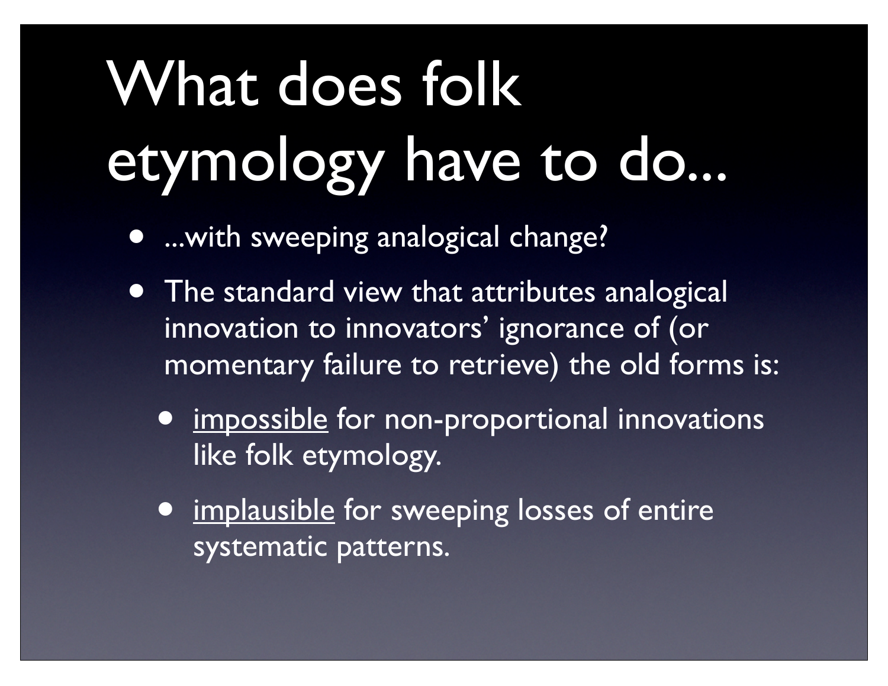# What does folk etymology have to do...

- ...with sweeping analogical change?
- The standard view that attributes analogical innovation to innovators' ignorance of (or momentary failure to retrieve) the old forms is:
  - <u>impossible</u> for non-proportional innovations like folk etymology.
  - <u>implausible</u> for sweeping losses of entire systematic patterns.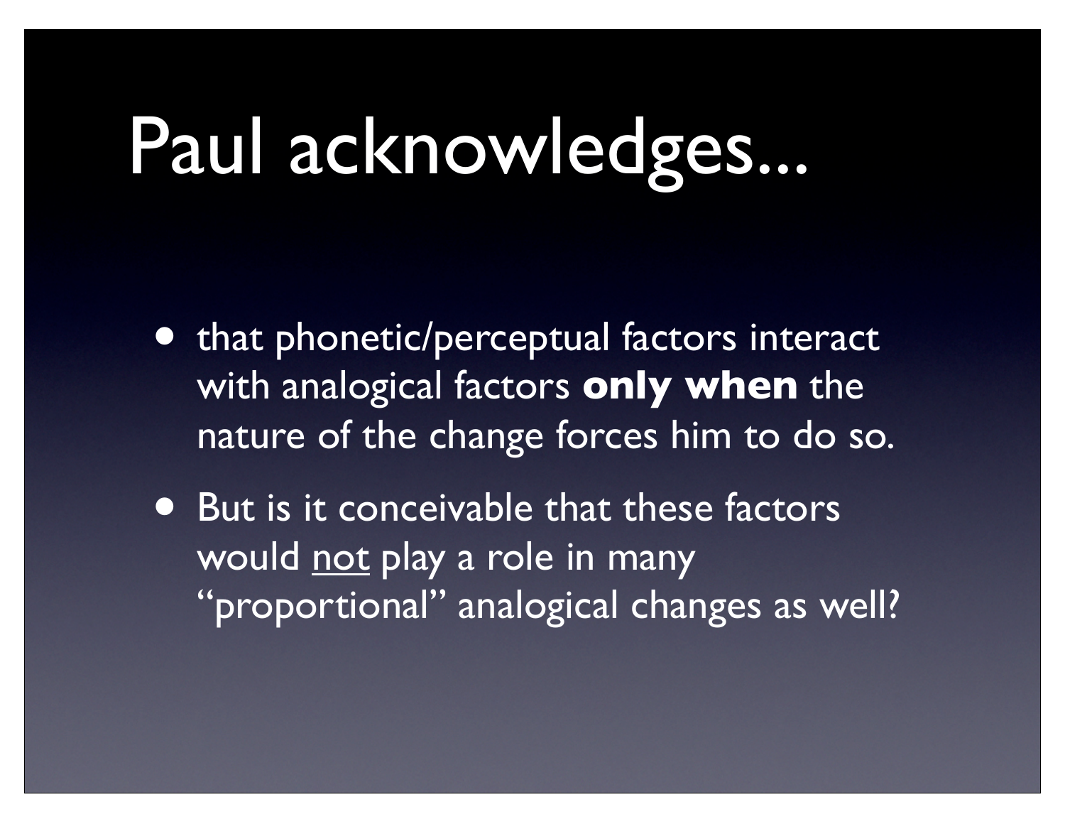# Paul acknowledges...

- that phonetic/perceptual factors interact with analogical factors **only when** the nature of the change forces him to do so.
- But is it conceivable that these factors would <u>not</u> play a role in many "proportional" analogical changes as well?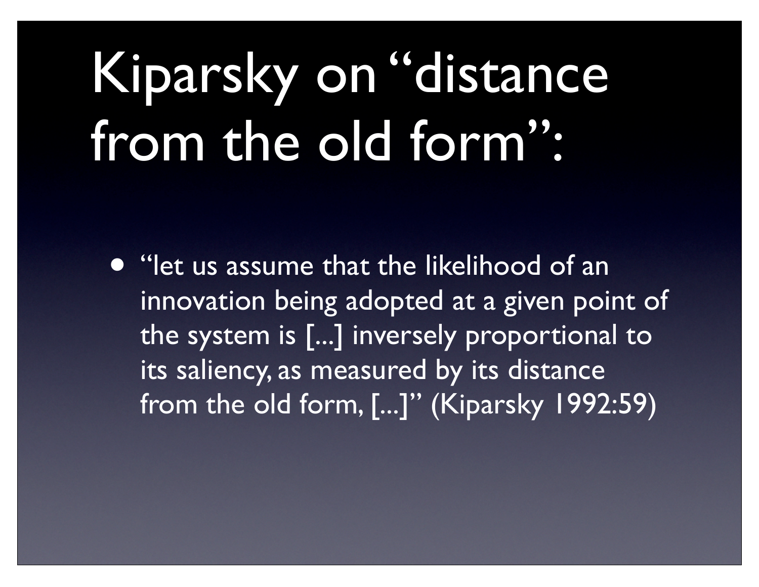# Kiparsky on "distance from the old form":

- "let us assume that the likelihood of an innovation being adopted at a given point of the system is [...] inversely proportional to its saliency, as measured by its distance from the old form, [...]" (Kiparsky 1992:59)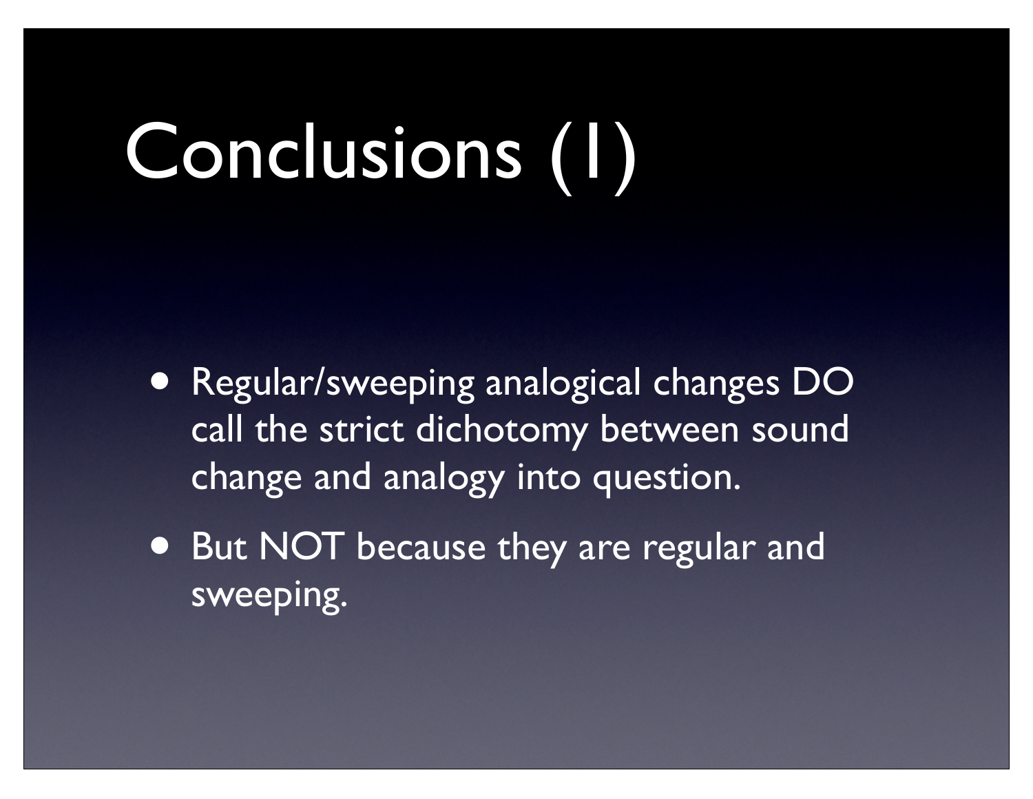# Conclusions (1)

- Regular/sweeping analogical changes DO call the strict dichotomy between sound change and analogy into question.
- But NOT because they are regular and sweeping.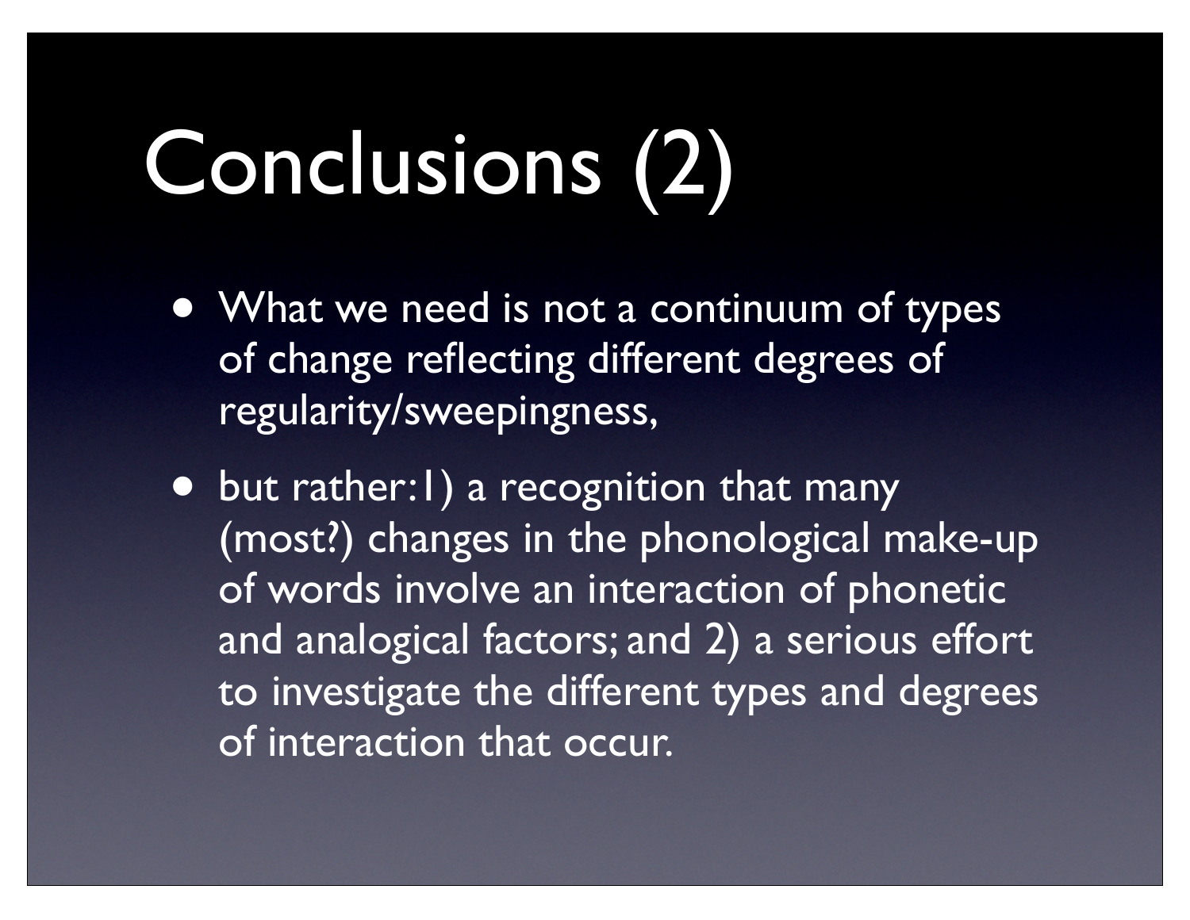# Conclusions (2)

- What we need is not a continuum of types of change reflecting different degrees of regularity/sweepingness,
- but rather: 1) a recognition that many (most?) changes in the phonological make-up of words involve an interaction of phonetic and analogical factors; and 2) a serious effort to investigate the different types and degrees of interaction that occur.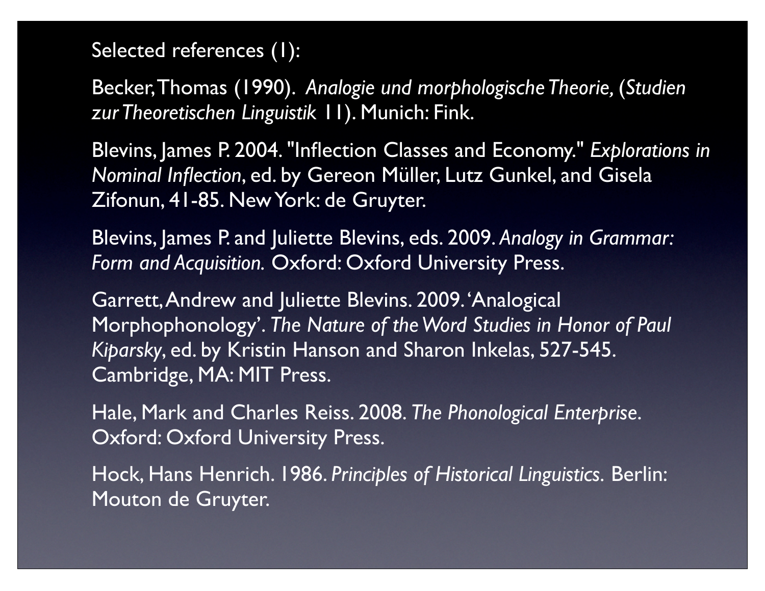Selected references (1):

Becker, Thomas (1990). *Analogie und morphologische Theorie*, (*Studien zur Theoretischen Linguistik* 11). Munich: Fink.

Blevins, James P. 2004. "Inflection Classes and Economy." *Explorations in Nominal Inflection*, ed. by Gereon Müller, Lutz Gunkel, and Gisela Zifonun, 41-85. New York: de Gruyter.

Blevins, James P. and Juliette Blevins, eds. 2009. *Analogy in Grammar: Form and Acquisition.* Oxford: Oxford University Press.

Garrett, Andrew and Juliette Blevins. 2009. 'Analogical Morphophonology'. *The Nature of the Word Studies in Honor of Paul Kiparsky*, ed. by Kristin Hanson and Sharon Inkelas, 527-545. Cambridge, MA: MIT Press.

Hale, Mark and Charles Reiss. 2008. *The Phonological Enterprise*. Oxford: Oxford University Press.

Hock, Hans Henrich. 1986. *Principles of Historical Linguistics.* Berlin: Mouton de Gruyter.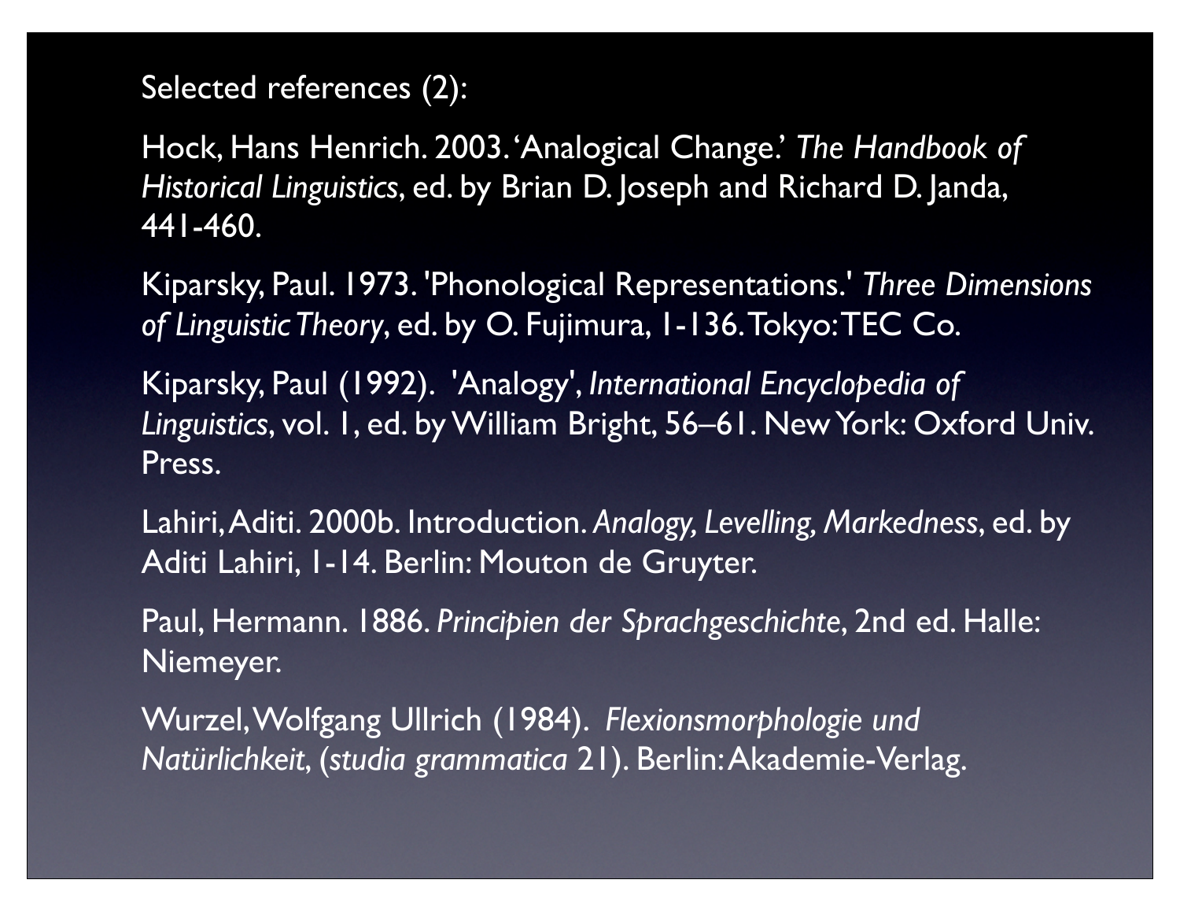Selected references (2):

Hock, Hans Henrich. 2003. 'Analogical Change.' *The Handbook of Historical Linguistics*, ed. by Brian D. Joseph and Richard D. Janda, 441-460.

Kiparsky, Paul. 1973. 'Phonological Representations.' *Three Dimensions of Linguistic Theory*, ed. by O. Fujimura, 1-136. Tokyo: TEC Co.

Kiparsky, Paul (1992). 'Analogy', *International Encyclopedia of Linguistics*, vol. 1, ed. by William Bright, 56–61. New York: Oxford Univ. Press.

Lahiri, Aditi. 2000b. Introduction. *Analogy, Levelling, Markedness*, ed. by Aditi Lahiri, 1-14. Berlin: Mouton de Gruyter.

Paul, Hermann. 1886. *Principien der Sprachgeschichte*, 2nd ed. Halle: Niemeyer.

Wurzel, Wolfgang Ullrich (1984). *Flexionsmorphologie und Natürlichkeit*, (*studia grammatica* 21). Berlin: Akademie-Verlag.